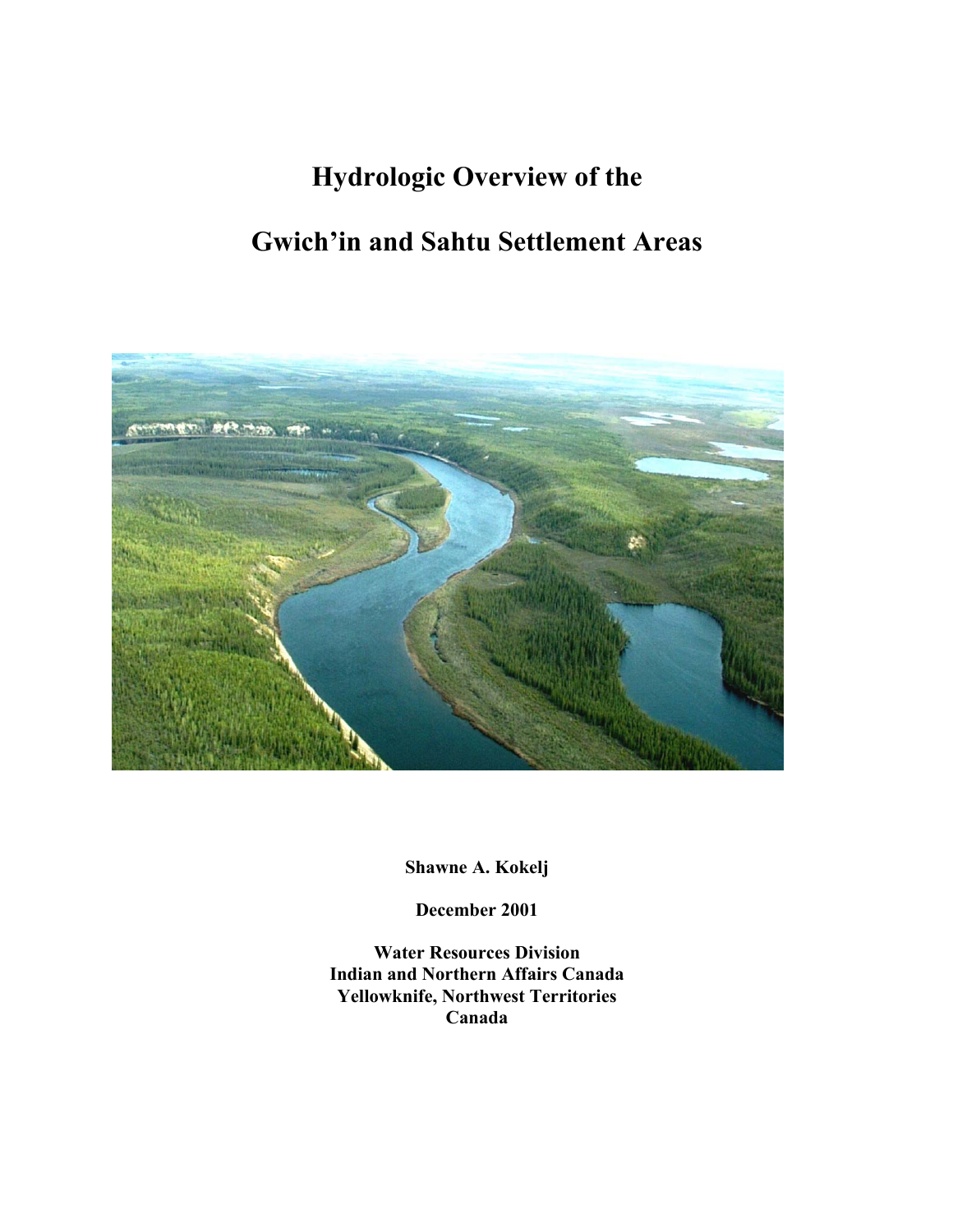# Hydrologic Overview of the

# Gwich'in and Sahtu Settlement Areas

**Shawne A. Kokelj**

**December 2001**

**Water Resources Division**
**Indian and Northern Affairs Canada**
**Yellowknife, Northwest Territories**
**Canada**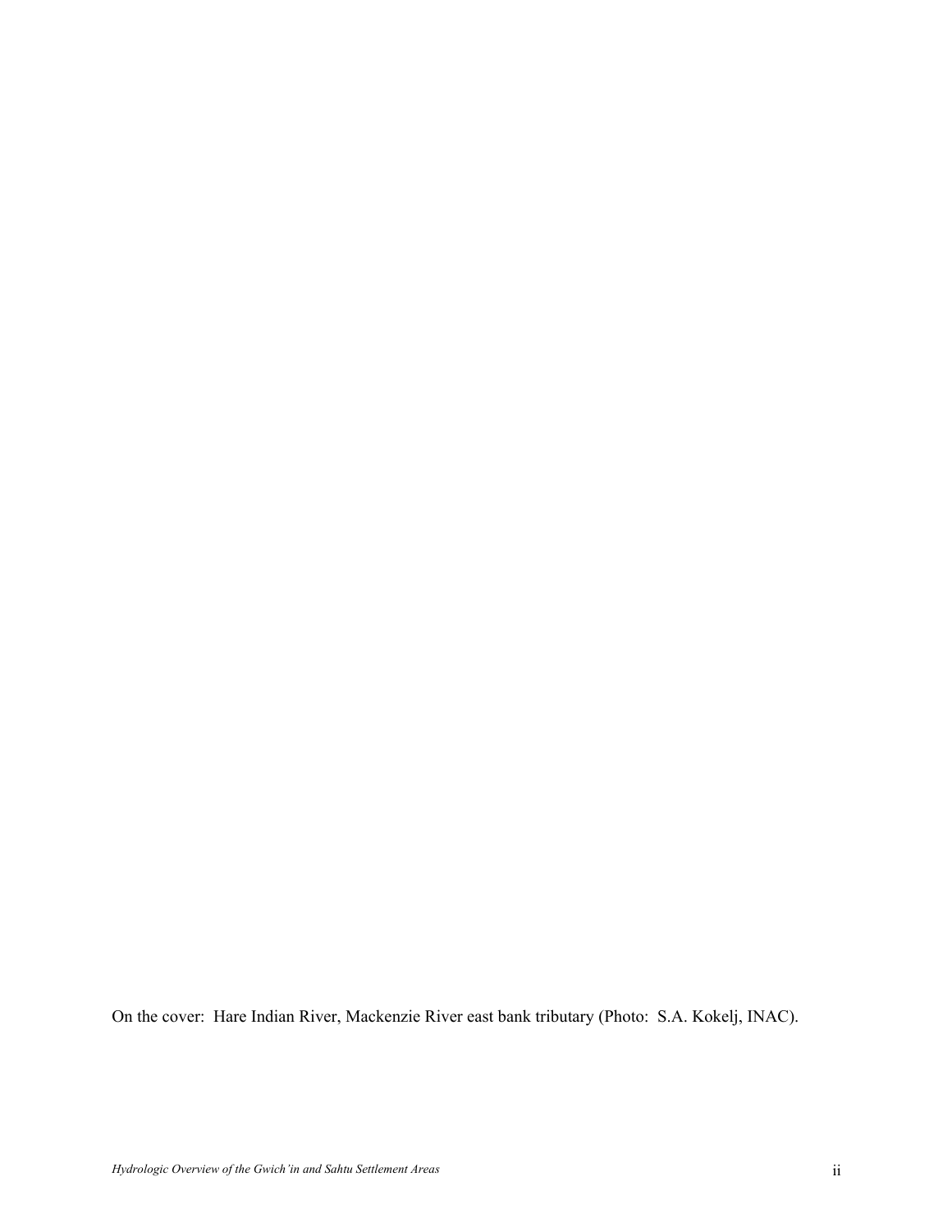On the cover: Hare Indian River, Mackenzie River east bank tributary (Photo: S.A. Kokelj, INAC).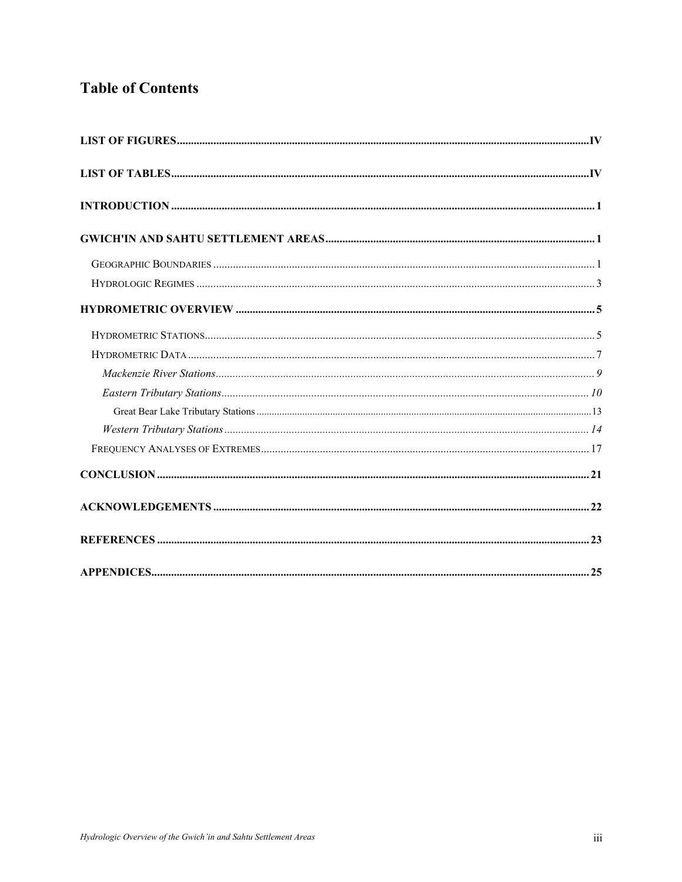# Table of Contents

**LIST OF FIGURES** .......... IV

**LIST OF TABLES** .......... IV

**INTRODUCTION** .......... 1

**GWICH'IN AND SAHTU SETTLEMENT AREAS** .......... 1

- Geographic Boundaries .......... 1
- Hydrologic Regimes .......... 3

**HYDROMETRIC OVERVIEW** .......... 5

- Hydrometric Stations .......... 5
- Hydrometric Data .......... 7
  - *Mackenzie River Stations* .......... 9
  - *Eastern Tributary Stations* .......... 10
    - Great Bear Lake Tributary Stations .......... 13
  - *Western Tributary Stations* .......... 14
- Frequency Analyses of Extremes .......... 17

**CONCLUSION** .......... 21

**ACKNOWLEDGEMENTS** .......... 22

**REFERENCES** .......... 23

**APPENDICES** .......... 25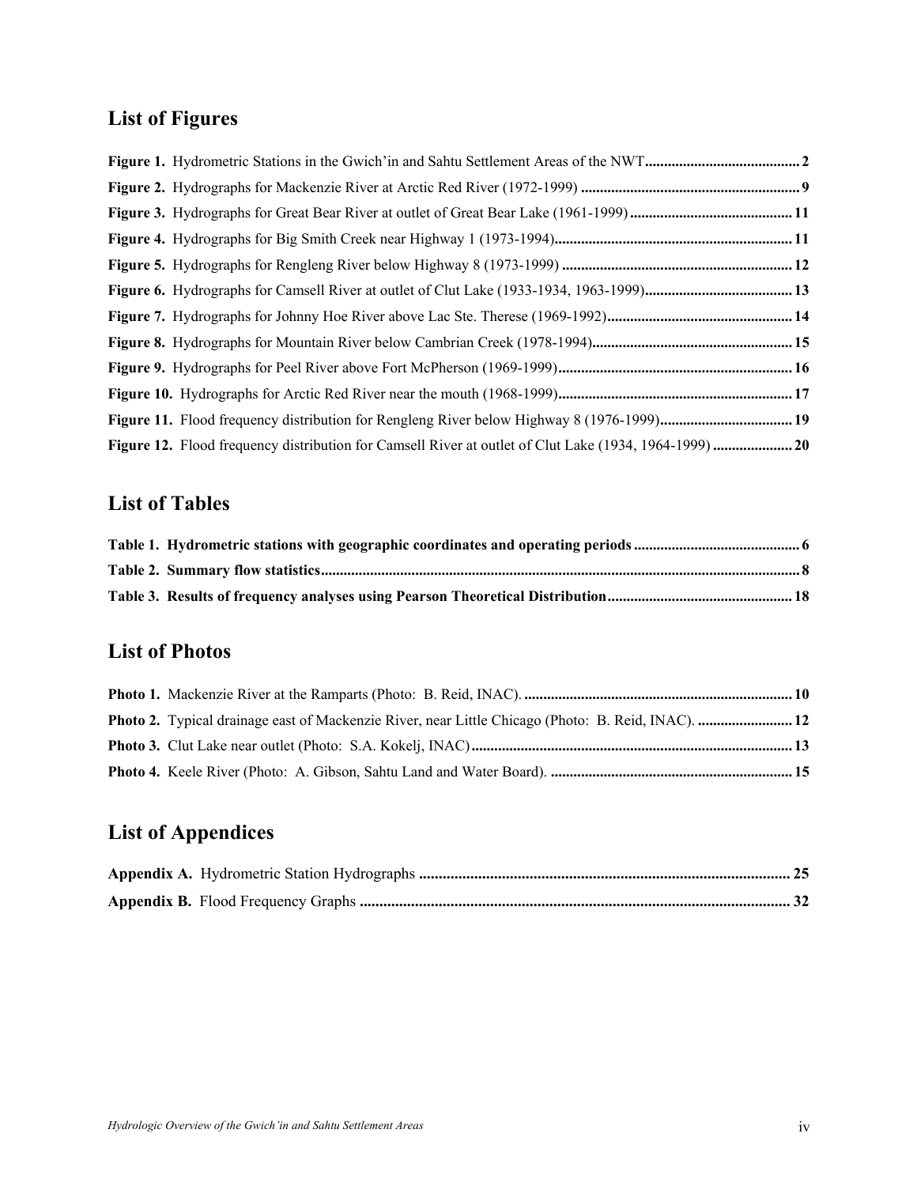## List of Figures

**Figure 1.** Hydrometric Stations in the Gwich'in and Sahtu Settlement Areas of the NWT........................................... **2**

**Figure 2.** Hydrographs for Mackenzie River at Arctic Red River (1972-1999) ............................................................ **9**

**Figure 3.** Hydrographs for Great Bear River at outlet of Great Bear Lake (1961-1999) ............................................ **11**

**Figure 4.** Hydrographs for Big Smith Creek near Highway 1 (1973-1994)................................................................ **11**

**Figure 5.** Hydrographs for Rengleng River below Highway 8 (1973-1999) .............................................................. **12**

**Figure 6.** Hydrographs for Camsell River at outlet of Clut Lake (1933-1934, 1963-1999)........................................ **13**

**Figure 7.** Hydrographs for Johnny Hoe River above Lac Ste. Therese (1969-1992)................................................. **14**

**Figure 8.** Hydrographs for Mountain River below Cambrian Creek (1978-1994)...................................................... **15**

**Figure 9.** Hydrographs for Peel River above Fort McPherson (1969-1999)............................................................... **16**

**Figure 10.** Hydrographs for Arctic Red River near the mouth (1968-1999)............................................................... **17**

**Figure 11.** Flood frequency distribution for Rengleng River below Highway 8 (1976-1999).................................... **19**

**Figure 12.** Flood frequency distribution for Camsell River at outlet of Clut Lake (1934, 1964-1999) ..................... **20**

## List of Tables

**Table 1. Hydrometric stations with geographic coordinates and operating periods ............................................ 6**

**Table 2. Summary flow statistics.............................................................................................................................. 8**

**Table 3. Results of frequency analyses using Pearson Theoretical Distribution................................................. 18**

## List of Photos

**Photo 1.** Mackenzie River at the Ramparts (Photo: B. Reid, INAC). ....................................................................... **10**

**Photo 2.** Typical drainage east of Mackenzie River, near Little Chicago (Photo: B. Reid, INAC). .......................... **12**

**Photo 3.** Clut Lake near outlet (Photo: S.A. Kokelj, INAC).................................................................................... **13**

**Photo 4.** Keele River (Photo: A. Gibson, Sahtu Land and Water Board). ................................................................ **15**

## List of Appendices

**Appendix A.** Hydrometric Station Hydrographs ............................................................................................... **25**

**Appendix B.** Flood Frequency Graphs .............................................................................................................. **32**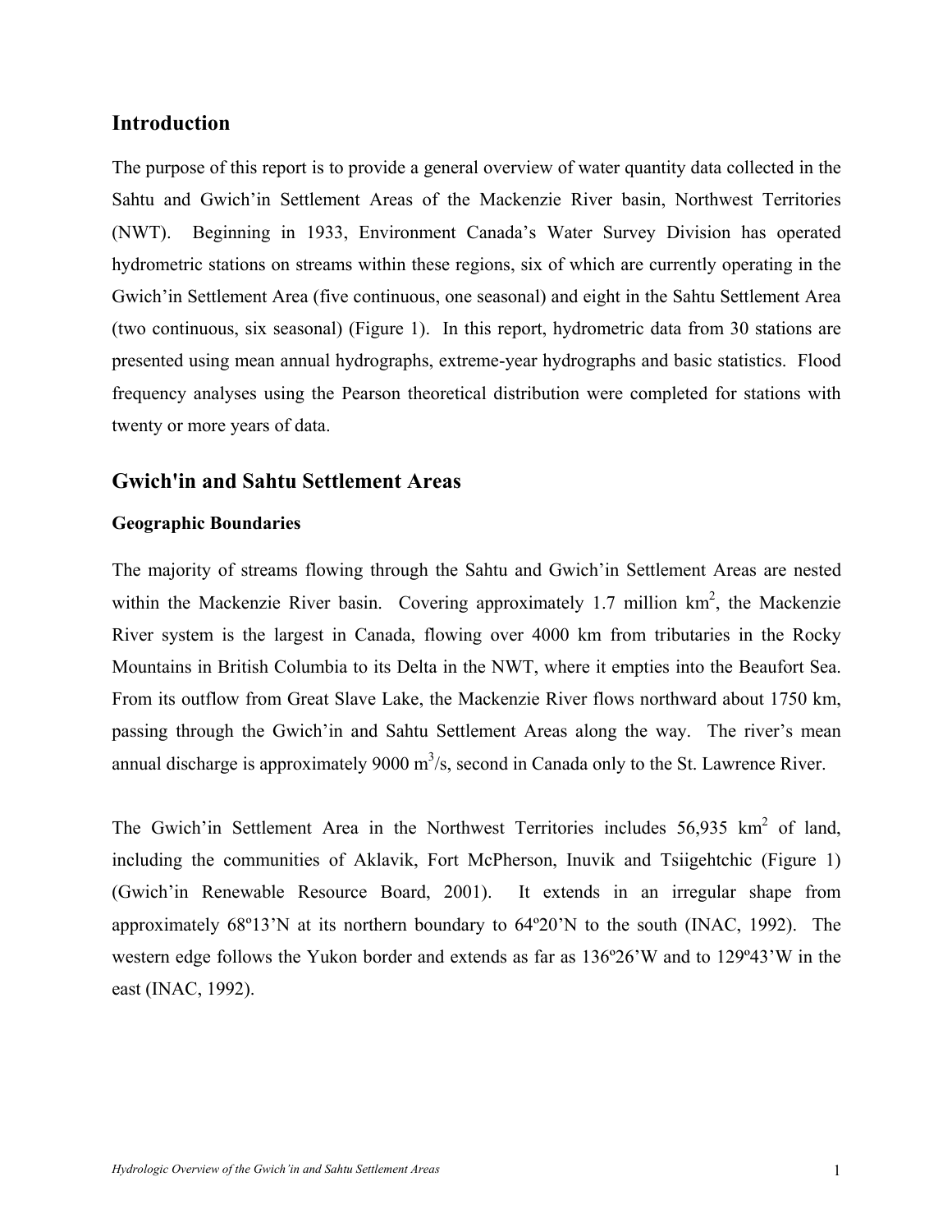## Introduction

The purpose of this report is to provide a general overview of water quantity data collected in the Sahtu and Gwich'in Settlement Areas of the Mackenzie River basin, Northwest Territories (NWT). Beginning in 1933, Environment Canada's Water Survey Division has operated hydrometric stations on streams within these regions, six of which are currently operating in the Gwich'in Settlement Area (five continuous, one seasonal) and eight in the Sahtu Settlement Area (two continuous, six seasonal) (Figure 1). In this report, hydrometric data from 30 stations are presented using mean annual hydrographs, extreme-year hydrographs and basic statistics. Flood frequency analyses using the Pearson theoretical distribution were completed for stations with twenty or more years of data.

## Gwich'in and Sahtu Settlement Areas

### Geographic Boundaries

The majority of streams flowing through the Sahtu and Gwich'in Settlement Areas are nested within the Mackenzie River basin. Covering approximately 1.7 million km$^2$, the Mackenzie River system is the largest in Canada, flowing over 4000 km from tributaries in the Rocky Mountains in British Columbia to its Delta in the NWT, where it empties into the Beaufort Sea. From its outflow from Great Slave Lake, the Mackenzie River flows northward about 1750 km, passing through the Gwich'in and Sahtu Settlement Areas along the way. The river's mean annual discharge is approximately 9000 m$^3$/s, second in Canada only to the St. Lawrence River.

The Gwich'in Settlement Area in the Northwest Territories includes 56,935 km$^2$ of land, including the communities of Aklavik, Fort McPherson, Inuvik and Tsiigehtchic (Figure 1) (Gwich'in Renewable Resource Board, 2001). It extends in an irregular shape from approximately 68º13'N at its northern boundary to 64º20'N to the south (INAC, 1992). The western edge follows the Yukon border and extends as far as 136º26'W and to 129º43'W in the east (INAC, 1992).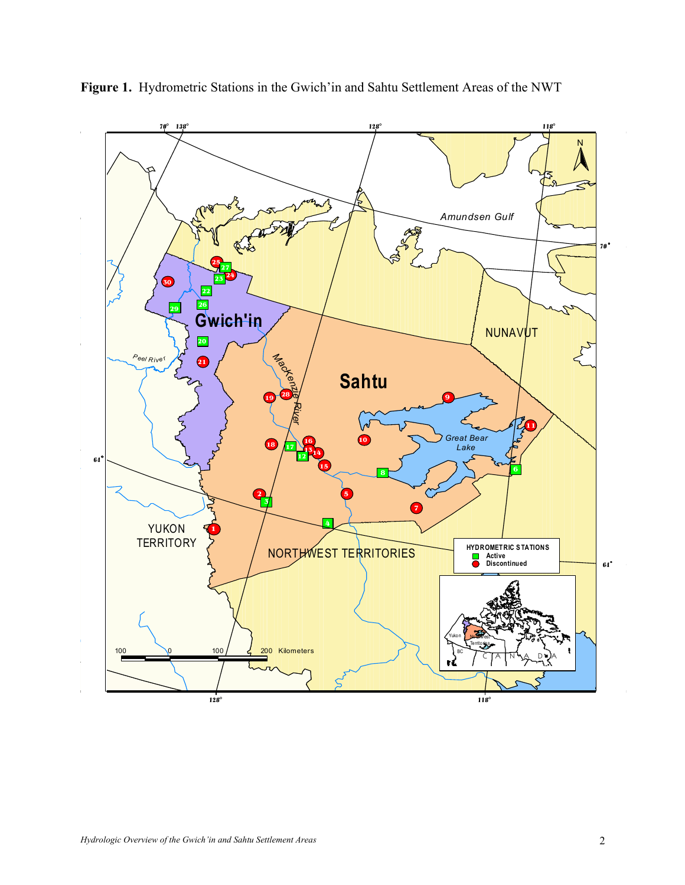**Figure 1.** Hydrometric Stations in the Gwich'in and Sahtu Settlement Areas of the NWT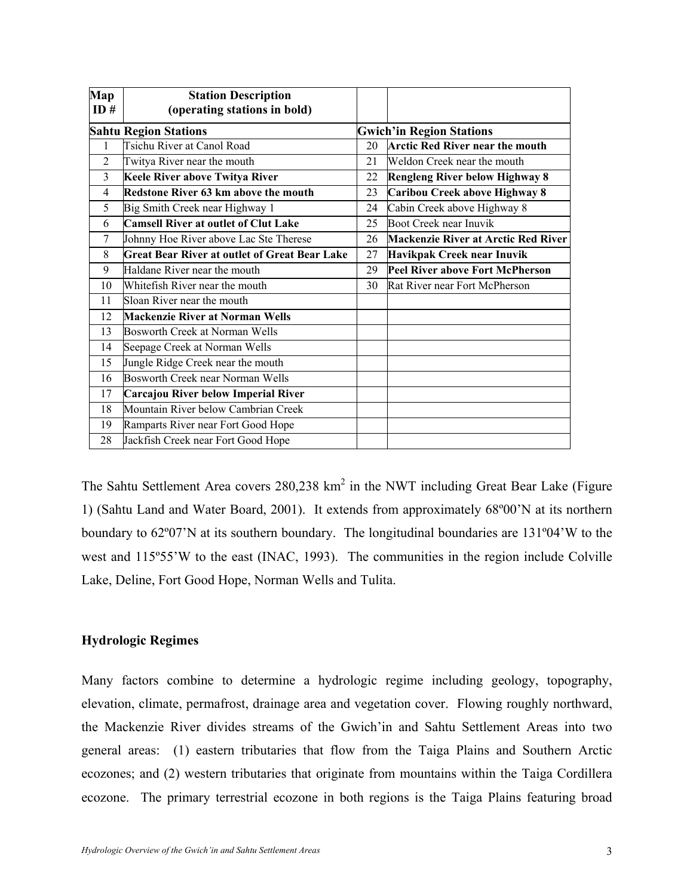| Map ID # | Station Description (operating stations in bold) | | |
|---|---|---|---|
| **Sahtu Region Stations** | | **Gwich'in Region Stations** | |
| 1 | Tsichu River at Canol Road | 20 | **Arctic Red River near the mouth** |
| 2 | Twitya River near the mouth | 21 | Weldon Creek near the mouth |
| 3 | **Keele River above Twitya River** | 22 | **Rengleng River below Highway 8** |
| 4 | **Redstone River 63 km above the mouth** | 23 | **Caribou Creek above Highway 8** |
| 5 | Big Smith Creek near Highway 1 | 24 | Cabin Creek above Highway 8 |
| 6 | **Camsell River at outlet of Clut Lake** | 25 | Boot Creek near Inuvik |
| 7 | Johnny Hoe River above Lac Ste Therese | 26 | **Mackenzie River at Arctic Red River** |
| 8 | **Great Bear River at outlet of Great Bear Lake** | 27 | **Havikpak Creek near Inuvik** |
| 9 | Haldane River near the mouth | 29 | **Peel River above Fort McPherson** |
| 10 | Whitefish River near the mouth | 30 | Rat River near Fort McPherson |
| 11 | Sloan River near the mouth | | |
| 12 | **Mackenzie River at Norman Wells** | | |
| 13 | Bosworth Creek at Norman Wells | | |
| 14 | Seepage Creek at Norman Wells | | |
| 15 | Jungle Ridge Creek near the mouth | | |
| 16 | Bosworth Creek near Norman Wells | | |
| 17 | **Carcajou River below Imperial River** | | |
| 18 | Mountain River below Cambrian Creek | | |
| 19 | Ramparts River near Fort Good Hope | | |
| 28 | Jackfish Creek near Fort Good Hope | | |

The Sahtu Settlement Area covers 280,238 km$^2$ in the NWT including Great Bear Lake (Figure 1) (Sahtu Land and Water Board, 2001). It extends from approximately 68º00'N at its northern boundary to 62º07'N at its southern boundary. The longitudinal boundaries are 131º04'W to the west and 115º55'W to the east (INAC, 1993). The communities in the region include Colville Lake, Deline, Fort Good Hope, Norman Wells and Tulita.

## Hydrologic Regimes

Many factors combine to determine a hydrologic regime including geology, topography, elevation, climate, permafrost, drainage area and vegetation cover. Flowing roughly northward, the Mackenzie River divides streams of the Gwich'in and Sahtu Settlement Areas into two general areas: (1) eastern tributaries that flow from the Taiga Plains and Southern Arctic ecozones; and (2) western tributaries that originate from mountains within the Taiga Cordillera ecozone. The primary terrestrial ecozone in both regions is the Taiga Plains featuring broad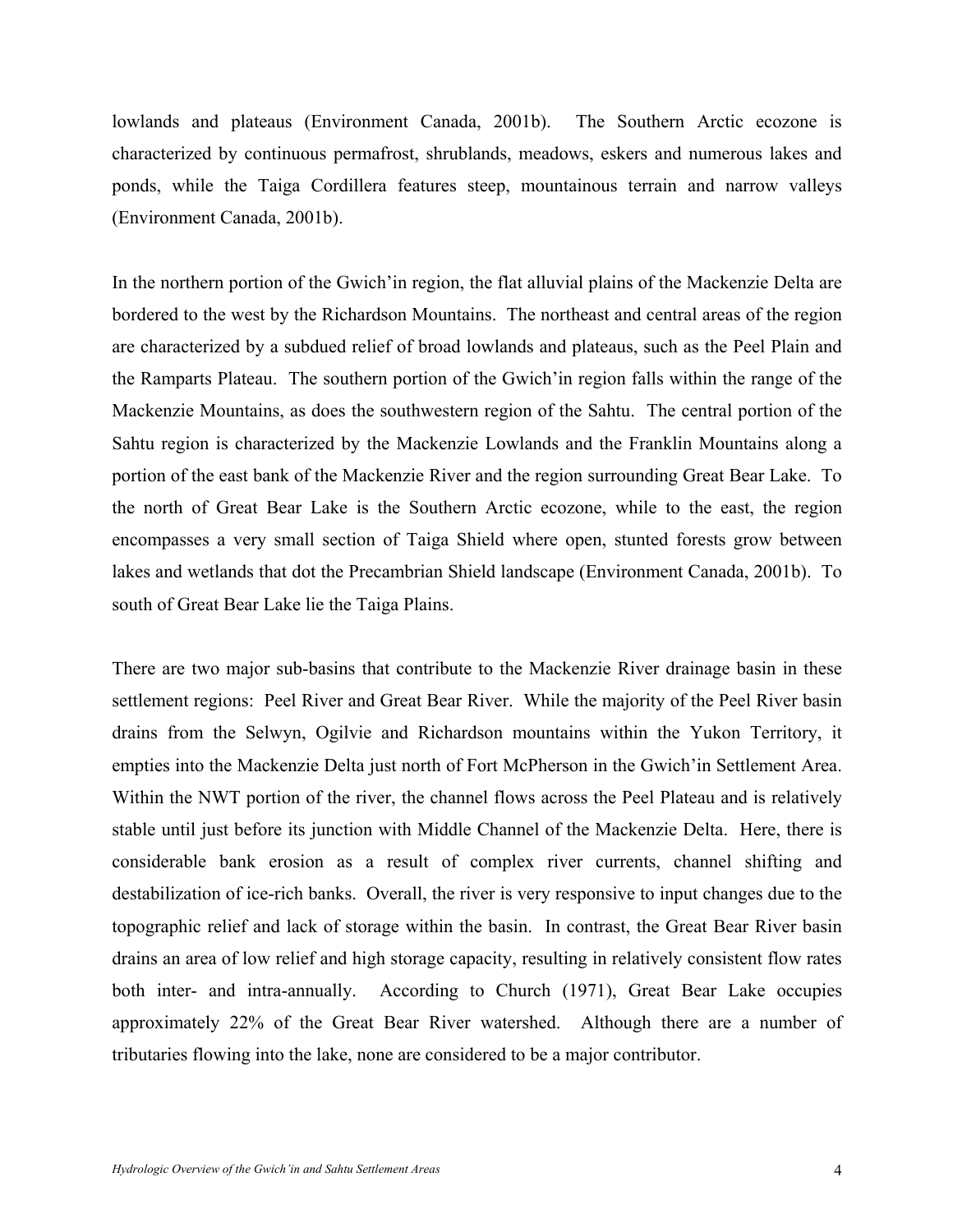lowlands and plateaus (Environment Canada, 2001b). The Southern Arctic ecozone is characterized by continuous permafrost, shrublands, meadows, eskers and numerous lakes and ponds, while the Taiga Cordillera features steep, mountainous terrain and narrow valleys (Environment Canada, 2001b).

In the northern portion of the Gwich'in region, the flat alluvial plains of the Mackenzie Delta are bordered to the west by the Richardson Mountains. The northeast and central areas of the region are characterized by a subdued relief of broad lowlands and plateaus, such as the Peel Plain and the Ramparts Plateau. The southern portion of the Gwich'in region falls within the range of the Mackenzie Mountains, as does the southwestern region of the Sahtu. The central portion of the Sahtu region is characterized by the Mackenzie Lowlands and the Franklin Mountains along a portion of the east bank of the Mackenzie River and the region surrounding Great Bear Lake. To the north of Great Bear Lake is the Southern Arctic ecozone, while to the east, the region encompasses a very small section of Taiga Shield where open, stunted forests grow between lakes and wetlands that dot the Precambrian Shield landscape (Environment Canada, 2001b). To south of Great Bear Lake lie the Taiga Plains.

There are two major sub-basins that contribute to the Mackenzie River drainage basin in these settlement regions: Peel River and Great Bear River. While the majority of the Peel River basin drains from the Selwyn, Ogilvie and Richardson mountains within the Yukon Territory, it empties into the Mackenzie Delta just north of Fort McPherson in the Gwich'in Settlement Area. Within the NWT portion of the river, the channel flows across the Peel Plateau and is relatively stable until just before its junction with Middle Channel of the Mackenzie Delta. Here, there is considerable bank erosion as a result of complex river currents, channel shifting and destabilization of ice-rich banks. Overall, the river is very responsive to input changes due to the topographic relief and lack of storage within the basin. In contrast, the Great Bear River basin drains an area of low relief and high storage capacity, resulting in relatively consistent flow rates both inter- and intra-annually. According to Church (1971), Great Bear Lake occupies approximately 22% of the Great Bear River watershed. Although there are a number of tributaries flowing into the lake, none are considered to be a major contributor.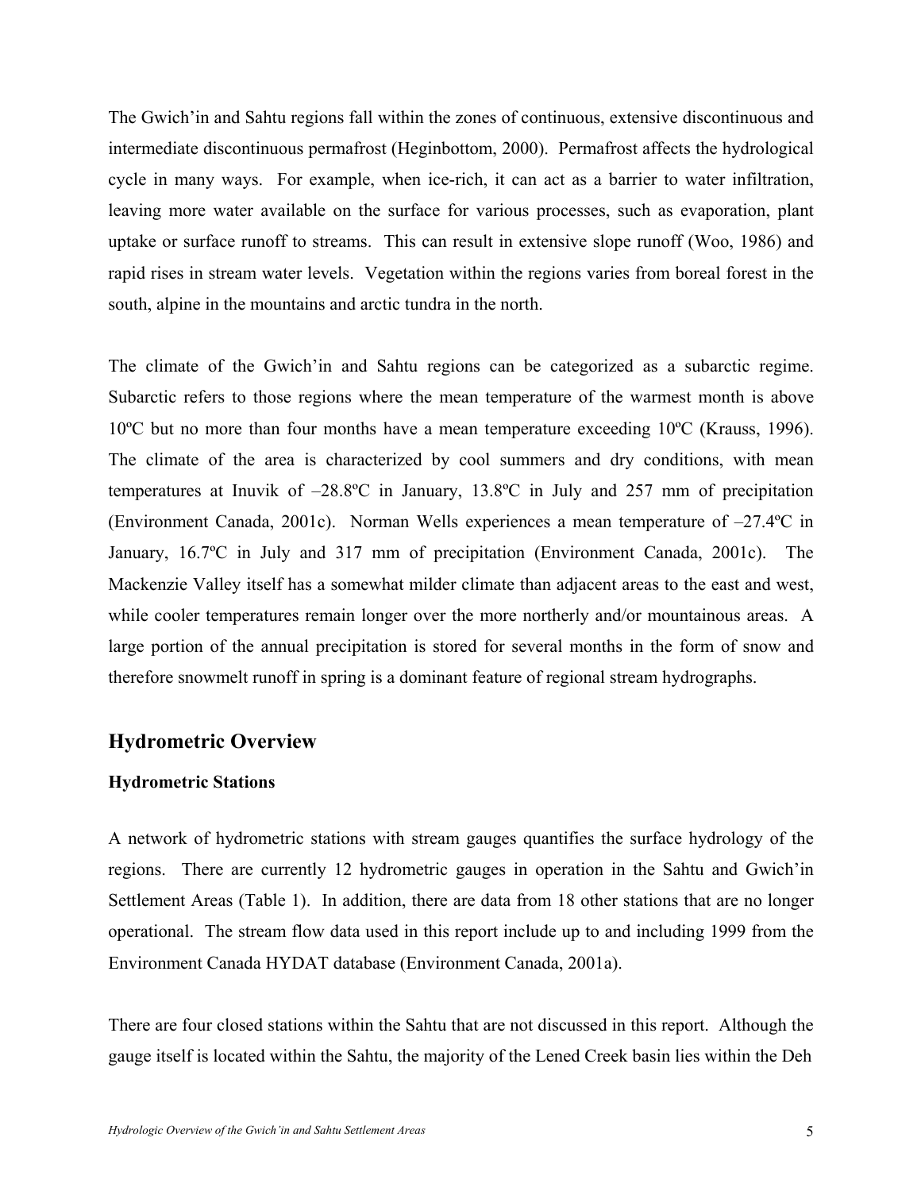The Gwich'in and Sahtu regions fall within the zones of continuous, extensive discontinuous and intermediate discontinuous permafrost (Heginbottom, 2000). Permafrost affects the hydrological cycle in many ways. For example, when ice-rich, it can act as a barrier to water infiltration, leaving more water available on the surface for various processes, such as evaporation, plant uptake or surface runoff to streams. This can result in extensive slope runoff (Woo, 1986) and rapid rises in stream water levels. Vegetation within the regions varies from boreal forest in the south, alpine in the mountains and arctic tundra in the north.

The climate of the Gwich'in and Sahtu regions can be categorized as a subarctic regime. Subarctic refers to those regions where the mean temperature of the warmest month is above 10ºC but no more than four months have a mean temperature exceeding 10ºC (Krauss, 1996). The climate of the area is characterized by cool summers and dry conditions, with mean temperatures at Inuvik of –28.8ºC in January, 13.8ºC in July and 257 mm of precipitation (Environment Canada, 2001c). Norman Wells experiences a mean temperature of –27.4ºC in January, 16.7ºC in July and 317 mm of precipitation (Environment Canada, 2001c). The Mackenzie Valley itself has a somewhat milder climate than adjacent areas to the east and west, while cooler temperatures remain longer over the more northerly and/or mountainous areas. A large portion of the annual precipitation is stored for several months in the form of snow and therefore snowmelt runoff in spring is a dominant feature of regional stream hydrographs.

## Hydrometric Overview

### Hydrometric Stations

A network of hydrometric stations with stream gauges quantifies the surface hydrology of the regions. There are currently 12 hydrometric gauges in operation in the Sahtu and Gwich'in Settlement Areas (Table 1). In addition, there are data from 18 other stations that are no longer operational. The stream flow data used in this report include up to and including 1999 from the Environment Canada HYDAT database (Environment Canada, 2001a).

There are four closed stations within the Sahtu that are not discussed in this report. Although the gauge itself is located within the Sahtu, the majority of the Lened Creek basin lies within the Deh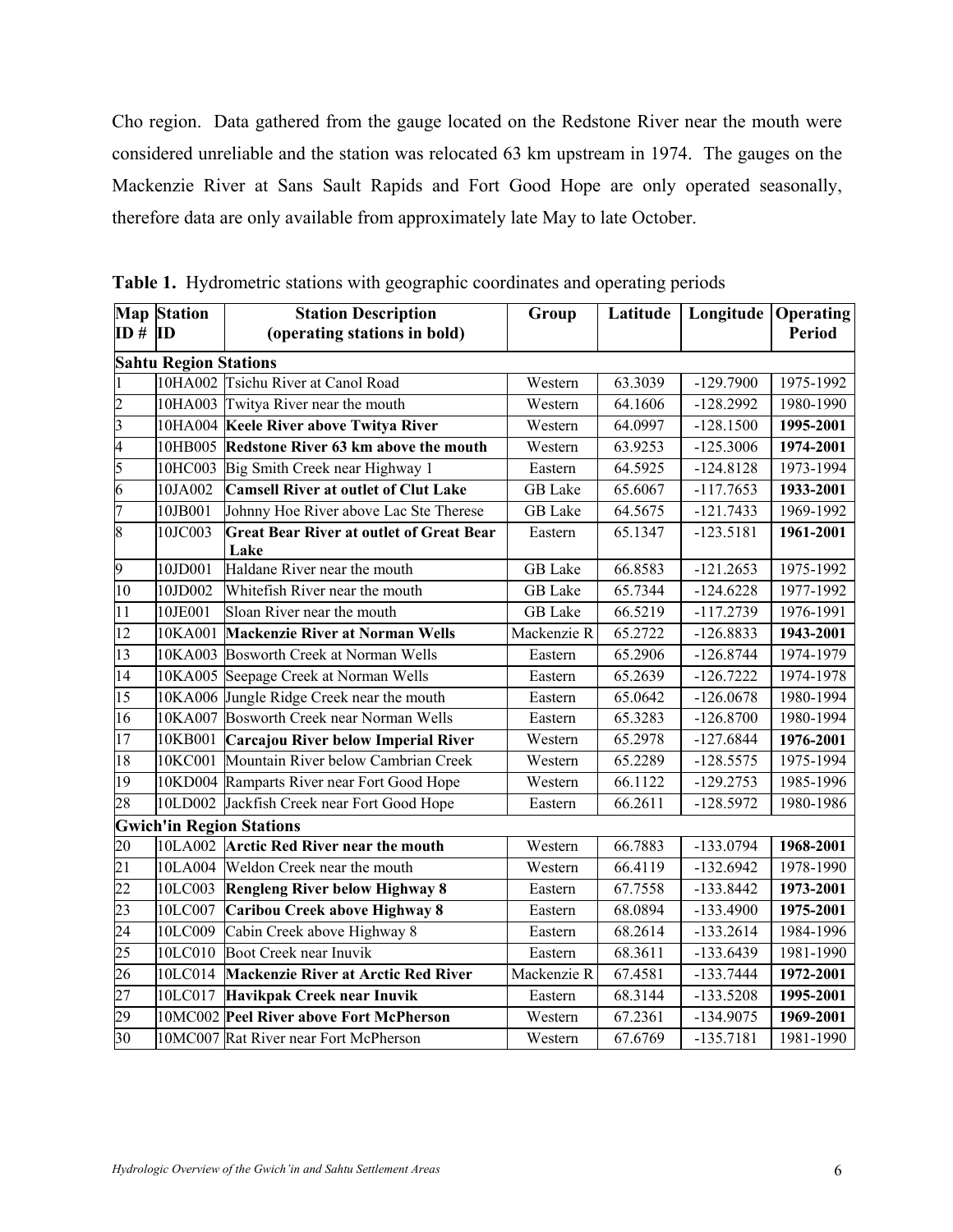Cho region. Data gathered from the gauge located on the Redstone River near the mouth were considered unreliable and the station was relocated 63 km upstream in 1974. The gauges on the Mackenzie River at Sans Sault Rapids and Fort Good Hope are only operated seasonally, therefore data are only available from approximately late May to late October.

**Table 1.** Hydrometric stations with geographic coordinates and operating periods

| Map ID # | Station ID | Station Description (operating stations in bold) | Group | Latitude | Longitude | Operating Period |
|---|---|---|---|---|---|---|
| **Sahtu Region Stations** | | | | | | |
| 1 | 10HA002 | Tsichu River at Canol Road | Western | 63.3039 | -129.7900 | 1975-1992 |
| 2 | 10HA003 | Twitya River near the mouth | Western | 64.1606 | -128.2992 | 1980-1990 |
| 3 | 10HA004 | **Keele River above Twitya River** | Western | 64.0997 | -128.1500 | **1995-2001** |
| 4 | 10HB005 | **Redstone River 63 km above the mouth** | Western | 63.9253 | -125.3006 | **1974-2001** |
| 5 | 10HC003 | Big Smith Creek near Highway 1 | Eastern | 64.5925 | -124.8128 | 1973-1994 |
| 6 | 10JA002 | **Camsell River at outlet of Clut Lake** | GB Lake | 65.6067 | -117.7653 | **1933-2001** |
| 7 | 10JB001 | Johnny Hoe River above Lac Ste Therese | GB Lake | 64.5675 | -121.7433 | 1969-1992 |
| 8 | 10JC003 | **Great Bear River at outlet of Great Bear Lake** | Eastern | 65.1347 | -123.5181 | **1961-2001** |
| 9 | 10JD001 | Haldane River near the mouth | GB Lake | 66.8583 | -121.2653 | 1975-1992 |
| 10 | 10JD002 | Whitefish River near the mouth | GB Lake | 65.7344 | -124.6228 | 1977-1992 |
| 11 | 10JE001 | Sloan River near the mouth | GB Lake | 66.5219 | -117.2739 | 1976-1991 |
| 12 | 10KA001 | **Mackenzie River at Norman Wells** | Mackenzie R | 65.2722 | -126.8833 | **1943-2001** |
| 13 | 10KA003 | Bosworth Creek at Norman Wells | Eastern | 65.2906 | -126.8744 | 1974-1979 |
| 14 | 10KA005 | Seepage Creek at Norman Wells | Eastern | 65.2639 | -126.7222 | 1974-1978 |
| 15 | 10KA006 | Jungle Ridge Creek near the mouth | Eastern | 65.0642 | -126.0678 | 1980-1994 |
| 16 | 10KA007 | Bosworth Creek near Norman Wells | Eastern | 65.3283 | -126.8700 | 1980-1994 |
| 17 | 10KB001 | **Carcajou River below Imperial River** | Western | 65.2978 | -127.6844 | **1976-2001** |
| 18 | 10KC001 | Mountain River below Cambrian Creek | Western | 65.2289 | -128.5575 | 1975-1994 |
| 19 | 10KD004 | Ramparts River near Fort Good Hope | Western | 66.1122 | -129.2753 | 1985-1996 |
| 28 | 10LD002 | Jackfish Creek near Fort Good Hope | Eastern | 66.2611 | -128.5972 | 1980-1986 |
| **Gwich'in Region Stations** | | | | | | |
| 20 | 10LA002 | **Arctic Red River near the mouth** | Western | 66.7883 | -133.0794 | **1968-2001** |
| 21 | 10LA004 | Weldon Creek near the mouth | Western | 66.4119 | -132.6942 | 1978-1990 |
| 22 | 10LC003 | **Rengleng River below Highway 8** | Eastern | 67.7558 | -133.8442 | **1973-2001** |
| 23 | 10LC007 | **Caribou Creek above Highway 8** | Eastern | 68.0894 | -133.4900 | **1975-2001** |
| 24 | 10LC009 | Cabin Creek above Highway 8 | Eastern | 68.2614 | -133.2614 | 1984-1996 |
| 25 | 10LC010 | Boot Creek near Inuvik | Eastern | 68.3611 | -133.6439 | 1981-1990 |
| 26 | 10LC014 | **Mackenzie River at Arctic Red River** | Mackenzie R | 67.4581 | -133.7444 | **1972-2001** |
| 27 | 10LC017 | **Havikpak Creek near Inuvik** | Eastern | 68.3144 | -133.5208 | **1995-2001** |
| 29 | 10MC002 | **Peel River above Fort McPherson** | Western | 67.2361 | -134.9075 | **1969-2001** |
| 30 | 10MC007 | Rat River near Fort McPherson | Western | 67.6769 | -135.7181 | 1981-1990 |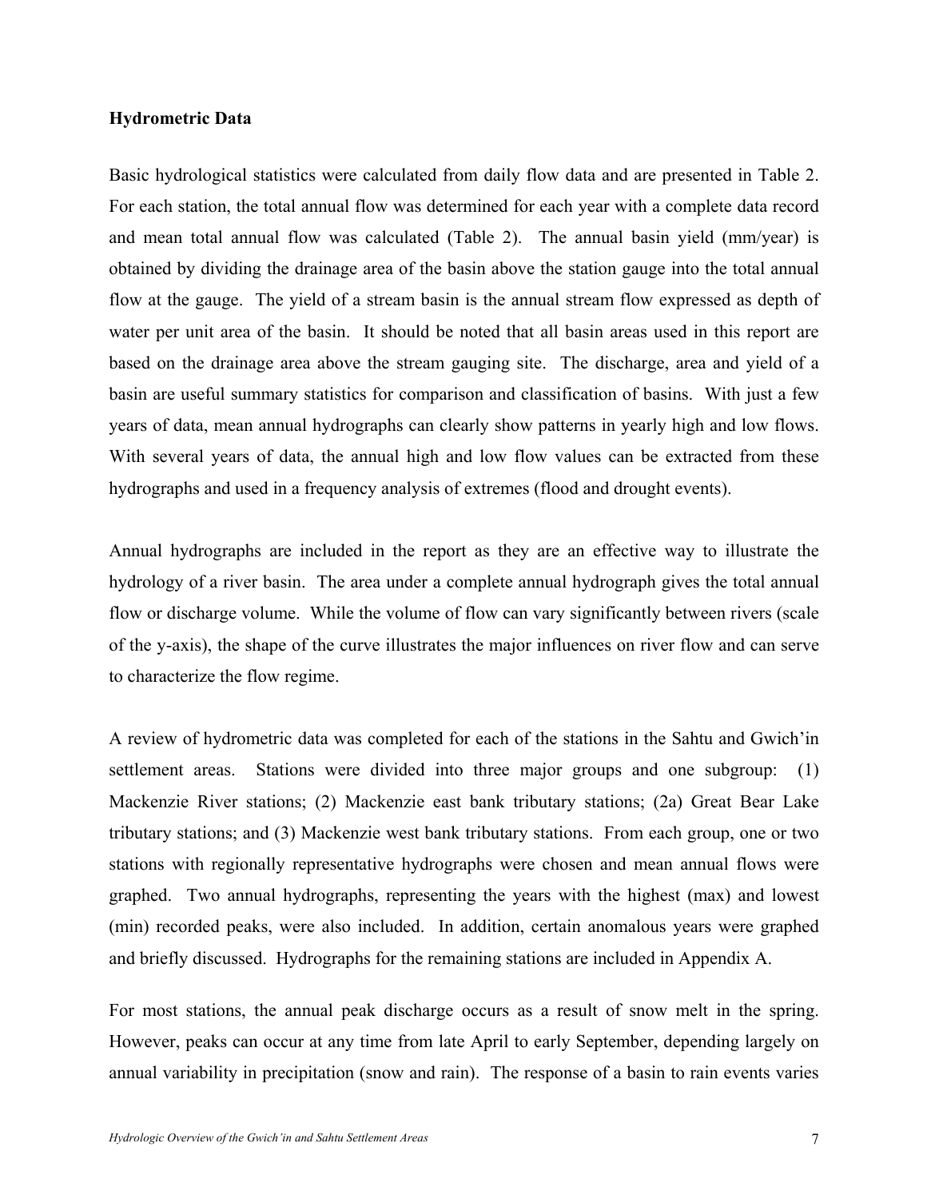### Hydrometric Data

Basic hydrological statistics were calculated from daily flow data and are presented in Table 2. For each station, the total annual flow was determined for each year with a complete data record and mean total annual flow was calculated (Table 2). The annual basin yield (mm/year) is obtained by dividing the drainage area of the basin above the station gauge into the total annual flow at the gauge. The yield of a stream basin is the annual stream flow expressed as depth of water per unit area of the basin. It should be noted that all basin areas used in this report are based on the drainage area above the stream gauging site. The discharge, area and yield of a basin are useful summary statistics for comparison and classification of basins. With just a few years of data, mean annual hydrographs can clearly show patterns in yearly high and low flows. With several years of data, the annual high and low flow values can be extracted from these hydrographs and used in a frequency analysis of extremes (flood and drought events).

Annual hydrographs are included in the report as they are an effective way to illustrate the hydrology of a river basin. The area under a complete annual hydrograph gives the total annual flow or discharge volume. While the volume of flow can vary significantly between rivers (scale of the y-axis), the shape of the curve illustrates the major influences on river flow and can serve to characterize the flow regime.

A review of hydrometric data was completed for each of the stations in the Sahtu and Gwich'in settlement areas. Stations were divided into three major groups and one subgroup: (1) Mackenzie River stations; (2) Mackenzie east bank tributary stations; (2a) Great Bear Lake tributary stations; and (3) Mackenzie west bank tributary stations. From each group, one or two stations with regionally representative hydrographs were chosen and mean annual flows were graphed. Two annual hydrographs, representing the years with the highest (max) and lowest (min) recorded peaks, were also included. In addition, certain anomalous years were graphed and briefly discussed. Hydrographs for the remaining stations are included in Appendix A.

For most stations, the annual peak discharge occurs as a result of snow melt in the spring. However, peaks can occur at any time from late April to early September, depending largely on annual variability in precipitation (snow and rain). The response of a basin to rain events varies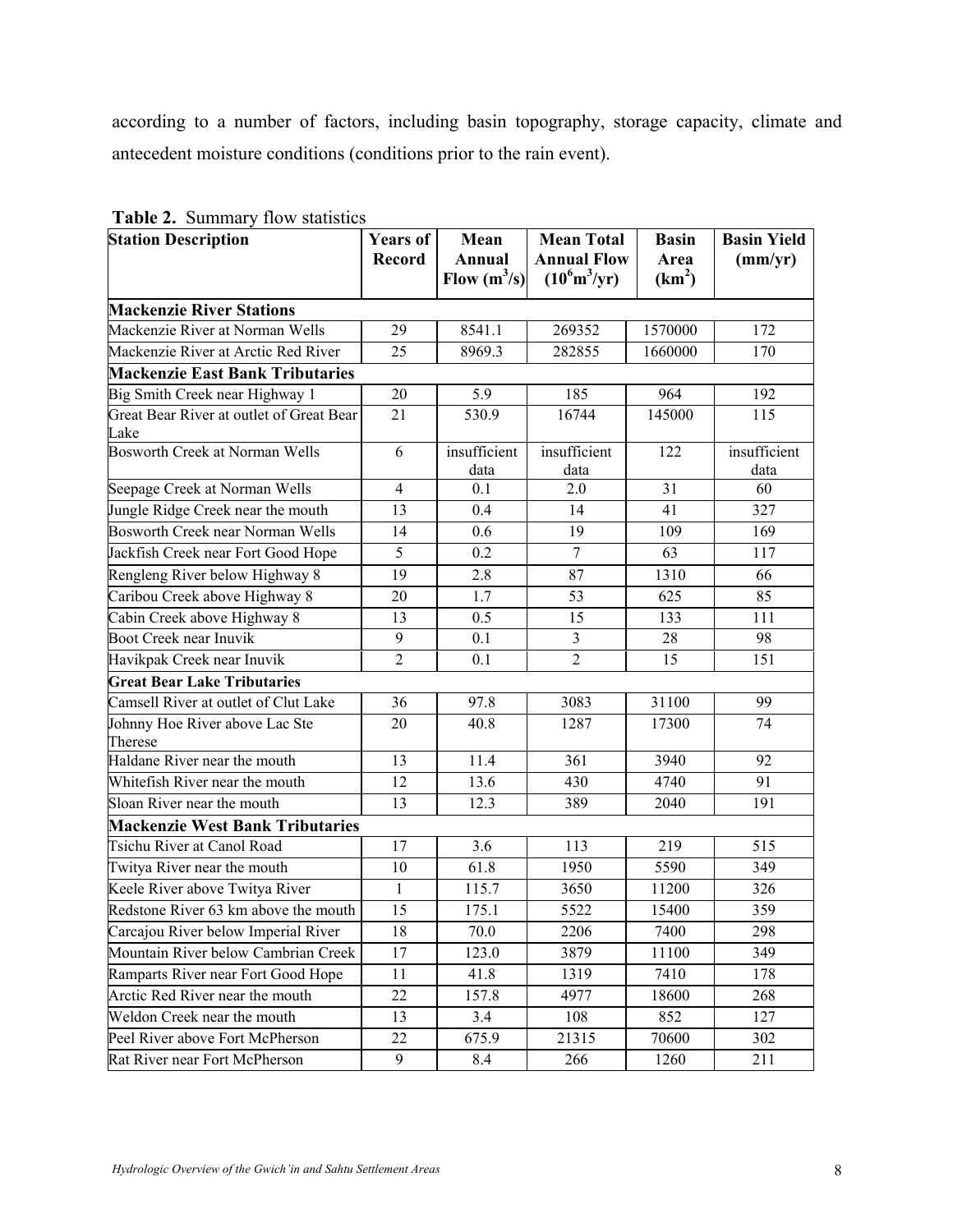according to a number of factors, including basin topography, storage capacity, climate and antecedent moisture conditions (conditions prior to the rain event).

**Table 2.** Summary flow statistics

| Station Description | Years of Record | Mean Annual Flow ($m^3$/s) | Mean Total Annual Flow ($10^6m^3$/yr) | Basin Area ($km^2$) | Basin Yield (mm/yr) |
|---|---|---|---|---|---|
| **Mackenzie River Stations** | | | | | |
| Mackenzie River at Norman Wells | 29 | 8541.1 | 269352 | 1570000 | 172 |
| Mackenzie River at Arctic Red River | 25 | 8969.3 | 282855 | 1660000 | 170 |
| **Mackenzie East Bank Tributaries** | | | | | |
| Big Smith Creek near Highway 1 | 20 | 5.9 | 185 | 964 | 192 |
| Great Bear River at outlet of Great Bear Lake | 21 | 530.9 | 16744 | 145000 | 115 |
| Bosworth Creek at Norman Wells | 6 | insufficient data | insufficient data | 122 | insufficient data |
| Seepage Creek at Norman Wells | 4 | 0.1 | 2.0 | 31 | 60 |
| Jungle Ridge Creek near the mouth | 13 | 0.4 | 14 | 41 | 327 |
| Bosworth Creek near Norman Wells | 14 | 0.6 | 19 | 109 | 169 |
| Jackfish Creek near Fort Good Hope | 5 | 0.2 | 7 | 63 | 117 |
| Rengleng River below Highway 8 | 19 | 2.8 | 87 | 1310 | 66 |
| Caribou Creek above Highway 8 | 20 | 1.7 | 53 | 625 | 85 |
| Cabin Creek above Highway 8 | 13 | 0.5 | 15 | 133 | 111 |
| Boot Creek near Inuvik | 9 | 0.1 | 3 | 28 | 98 |
| Havikpak Creek near Inuvik | 2 | 0.1 | 2 | 15 | 151 |
| **Great Bear Lake Tributaries** | | | | | |
| Camsell River at outlet of Clut Lake | 36 | 97.8 | 3083 | 31100 | 99 |
| Johnny Hoe River above Lac Ste Therese | 20 | 40.8 | 1287 | 17300 | 74 |
| Haldane River near the mouth | 13 | 11.4 | 361 | 3940 | 92 |
| Whitefish River near the mouth | 12 | 13.6 | 430 | 4740 | 91 |
| Sloan River near the mouth | 13 | 12.3 | 389 | 2040 | 191 |
| **Mackenzie West Bank Tributaries** | | | | | |
| Tsichu River at Canol Road | 17 | 3.6 | 113 | 219 | 515 |
| Twitya River near the mouth | 10 | 61.8 | 1950 | 5590 | 349 |
| Keele River above Twitya River | 1 | 115.7 | 3650 | 11200 | 326 |
| Redstone River 63 km above the mouth | 15 | 175.1 | 5522 | 15400 | 359 |
| Carcajou River below Imperial River | 18 | 70.0 | 2206 | 7400 | 298 |
| Mountain River below Cambrian Creek | 17 | 123.0 | 3879 | 11100 | 349 |
| Ramparts River near Fort Good Hope | 11 | 41.8 | 1319 | 7410 | 178 |
| Arctic Red River near the mouth | 22 | 157.8 | 4977 | 18600 | 268 |
| Weldon Creek near the mouth | 13 | 3.4 | 108 | 852 | 127 |
| Peel River above Fort McPherson | 22 | 675.9 | 21315 | 70600 | 302 |
| Rat River near Fort McPherson | 9 | 8.4 | 266 | 1260 | 211 |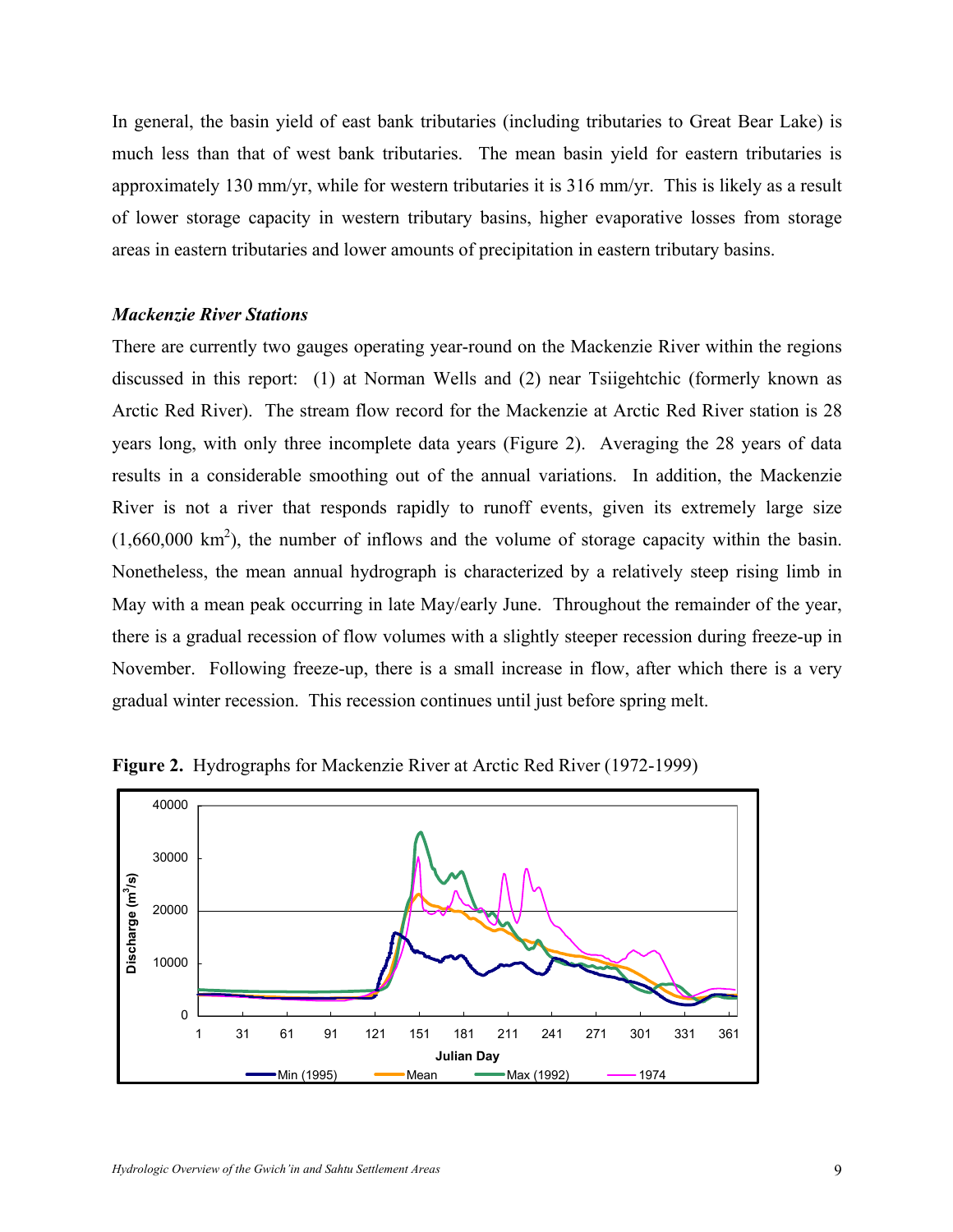In general, the basin yield of east bank tributaries (including tributaries to Great Bear Lake) is much less than that of west bank tributaries. The mean basin yield for eastern tributaries is approximately 130 mm/yr, while for western tributaries it is 316 mm/yr. This is likely as a result of lower storage capacity in western tributary basins, higher evaporative losses from storage areas in eastern tributaries and lower amounts of precipitation in eastern tributary basins.

***Mackenzie River Stations***

There are currently two gauges operating year-round on the Mackenzie River within the regions discussed in this report: (1) at Norman Wells and (2) near Tsiigehtchic (formerly known as Arctic Red River). The stream flow record for the Mackenzie at Arctic Red River station is 28 years long, with only three incomplete data years (Figure 2). Averaging the 28 years of data results in a considerable smoothing out of the annual variations. In addition, the Mackenzie River is not a river that responds rapidly to runoff events, given its extremely large size (1,660,000 km$^2$), the number of inflows and the volume of storage capacity within the basin. Nonetheless, the mean annual hydrograph is characterized by a relatively steep rising limb in May with a mean peak occurring in late May/early June. Throughout the remainder of the year, there is a gradual recession of flow volumes with a slightly steeper recession during freeze-up in November. Following freeze-up, there is a small increase in flow, after which there is a very gradual winter recession. This recession continues until just before spring melt.

**Figure 2.** Hydrographs for Mackenzie River at Arctic Red River (1972-1999)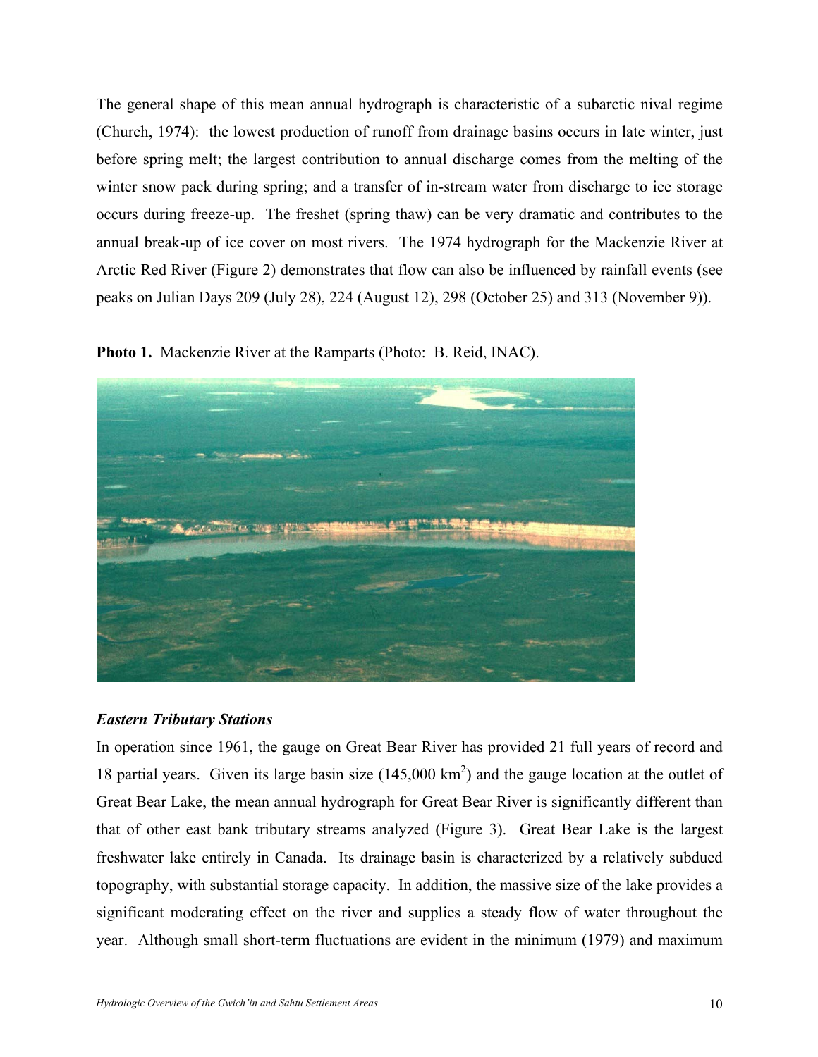The general shape of this mean annual hydrograph is characteristic of a subarctic nival regime (Church, 1974): the lowest production of runoff from drainage basins occurs in late winter, just before spring melt; the largest contribution to annual discharge comes from the melting of the winter snow pack during spring; and a transfer of in-stream water from discharge to ice storage occurs during freeze-up. The freshet (spring thaw) can be very dramatic and contributes to the annual break-up of ice cover on most rivers. The 1974 hydrograph for the Mackenzie River at Arctic Red River (Figure 2) demonstrates that flow can also be influenced by rainfall events (see peaks on Julian Days 209 (July 28), 224 (August 12), 298 (October 25) and 313 (November 9)).

**Photo 1.** Mackenzie River at the Ramparts (Photo: B. Reid, INAC).

### *Eastern Tributary Stations*

In operation since 1961, the gauge on Great Bear River has provided 21 full years of record and 18 partial years. Given its large basin size (145,000 km$^2$) and the gauge location at the outlet of Great Bear Lake, the mean annual hydrograph for Great Bear River is significantly different than that of other east bank tributary streams analyzed (Figure 3). Great Bear Lake is the largest freshwater lake entirely in Canada. Its drainage basin is characterized by a relatively subdued topography, with substantial storage capacity. In addition, the massive size of the lake provides a significant moderating effect on the river and supplies a steady flow of water throughout the year. Although small short-term fluctuations are evident in the minimum (1979) and maximum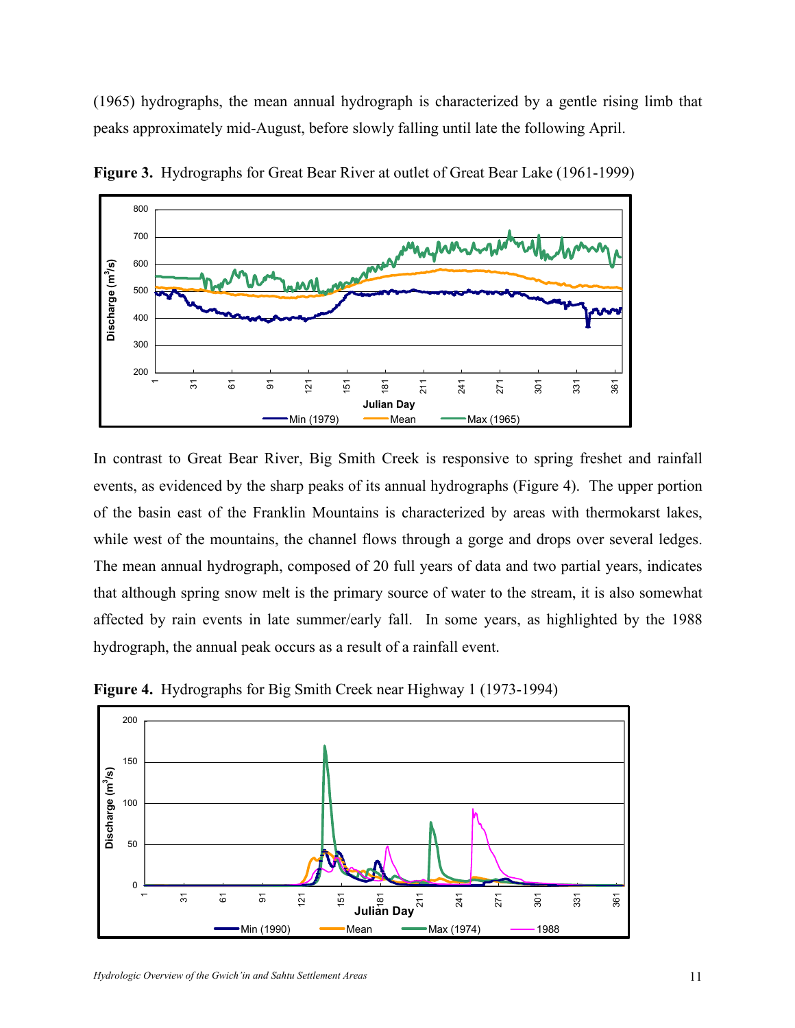(1965) hydrographs, the mean annual hydrograph is characterized by a gentle rising limb that peaks approximately mid-August, before slowly falling until late the following April.

**Figure 3.** Hydrographs for Great Bear River at outlet of Great Bear Lake (1961-1999)

In contrast to Great Bear River, Big Smith Creek is responsive to spring freshet and rainfall events, as evidenced by the sharp peaks of its annual hydrographs (Figure 4). The upper portion of the basin east of the Franklin Mountains is characterized by areas with thermokarst lakes, while west of the mountains, the channel flows through a gorge and drops over several ledges. The mean annual hydrograph, composed of 20 full years of data and two partial years, indicates that although spring snow melt is the primary source of water to the stream, it is also somewhat affected by rain events in late summer/early fall. In some years, as highlighted by the 1988 hydrograph, the annual peak occurs as a result of a rainfall event.

**Figure 4.** Hydrographs for Big Smith Creek near Highway 1 (1973-1994)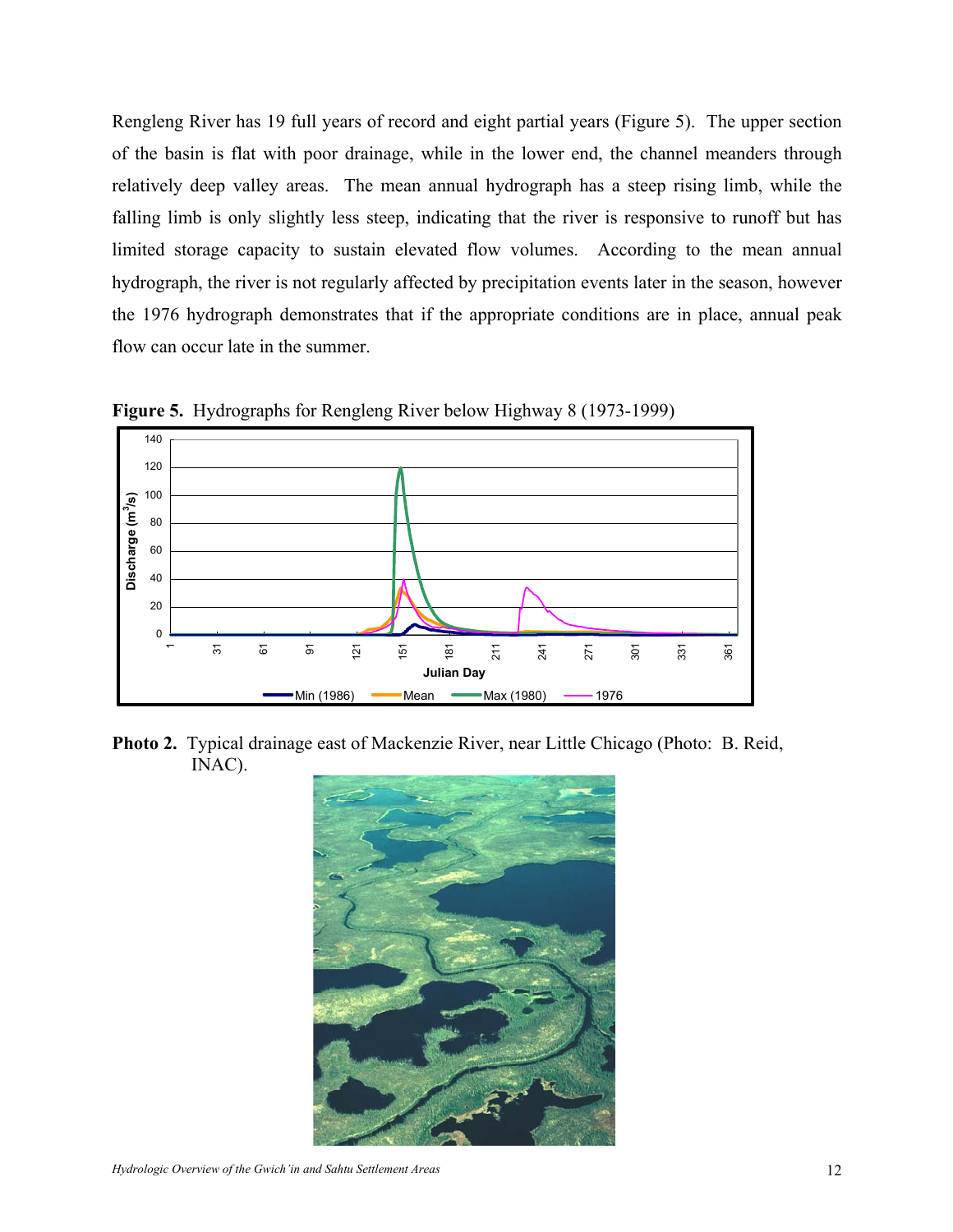Rengleng River has 19 full years of record and eight partial years (Figure 5). The upper section of the basin is flat with poor drainage, while in the lower end, the channel meanders through relatively deep valley areas. The mean annual hydrograph has a steep rising limb, while the falling limb is only slightly less steep, indicating that the river is responsive to runoff but has limited storage capacity to sustain elevated flow volumes. According to the mean annual hydrograph, the river is not regularly affected by precipitation events later in the season, however the 1976 hydrograph demonstrates that if the appropriate conditions are in place, annual peak flow can occur late in the summer.

**Figure 5.** Hydrographs for Rengleng River below Highway 8 (1973-1999)

**Photo 2.** Typical drainage east of Mackenzie River, near Little Chicago (Photo: B. Reid, INAC).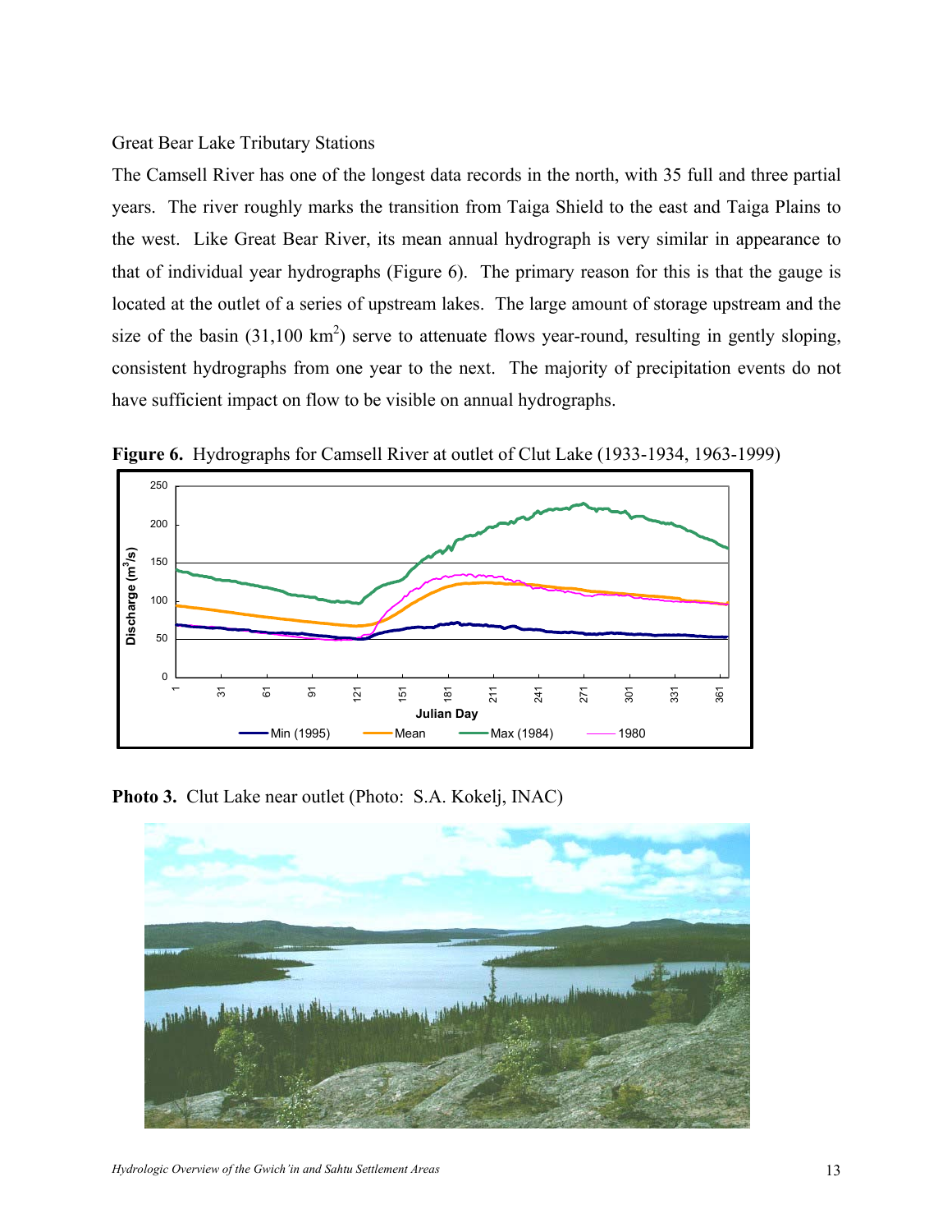Great Bear Lake Tributary Stations

The Camsell River has one of the longest data records in the north, with 35 full and three partial years. The river roughly marks the transition from Taiga Shield to the east and Taiga Plains to the west. Like Great Bear River, its mean annual hydrograph is very similar in appearance to that of individual year hydrographs (Figure 6). The primary reason for this is that the gauge is located at the outlet of a series of upstream lakes. The large amount of storage upstream and the size of the basin (31,100 km$^2$) serve to attenuate flows year-round, resulting in gently sloping, consistent hydrographs from one year to the next. The majority of precipitation events do not have sufficient impact on flow to be visible on annual hydrographs.

**Figure 6.** Hydrographs for Camsell River at outlet of Clut Lake (1933-1934, 1963-1999)

**Photo 3.** Clut Lake near outlet (Photo: S.A. Kokelj, INAC)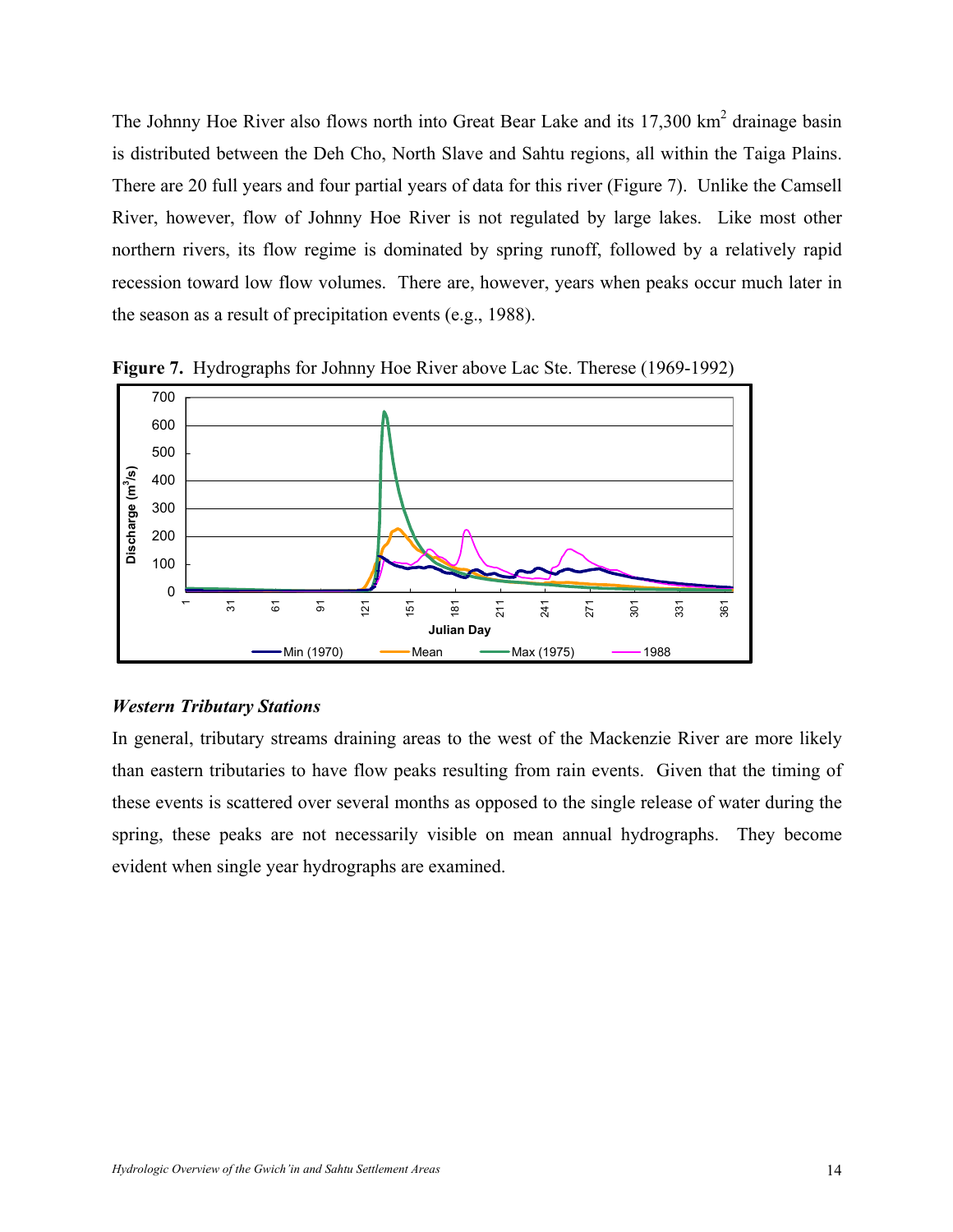The Johnny Hoe River also flows north into Great Bear Lake and its 17,300 km$^2$ drainage basin is distributed between the Deh Cho, North Slave and Sahtu regions, all within the Taiga Plains. There are 20 full years and four partial years of data for this river (Figure 7). Unlike the Camsell River, however, flow of Johnny Hoe River is not regulated by large lakes. Like most other northern rivers, its flow regime is dominated by spring runoff, followed by a relatively rapid recession toward low flow volumes. There are, however, years when peaks occur much later in the season as a result of precipitation events (e.g., 1988).

**Figure 7.** Hydrographs for Johnny Hoe River above Lac Ste. Therese (1969-1992)

### *Western Tributary Stations*

In general, tributary streams draining areas to the west of the Mackenzie River are more likely than eastern tributaries to have flow peaks resulting from rain events. Given that the timing of these events is scattered over several months as opposed to the single release of water during the spring, these peaks are not necessarily visible on mean annual hydrographs. They become evident when single year hydrographs are examined.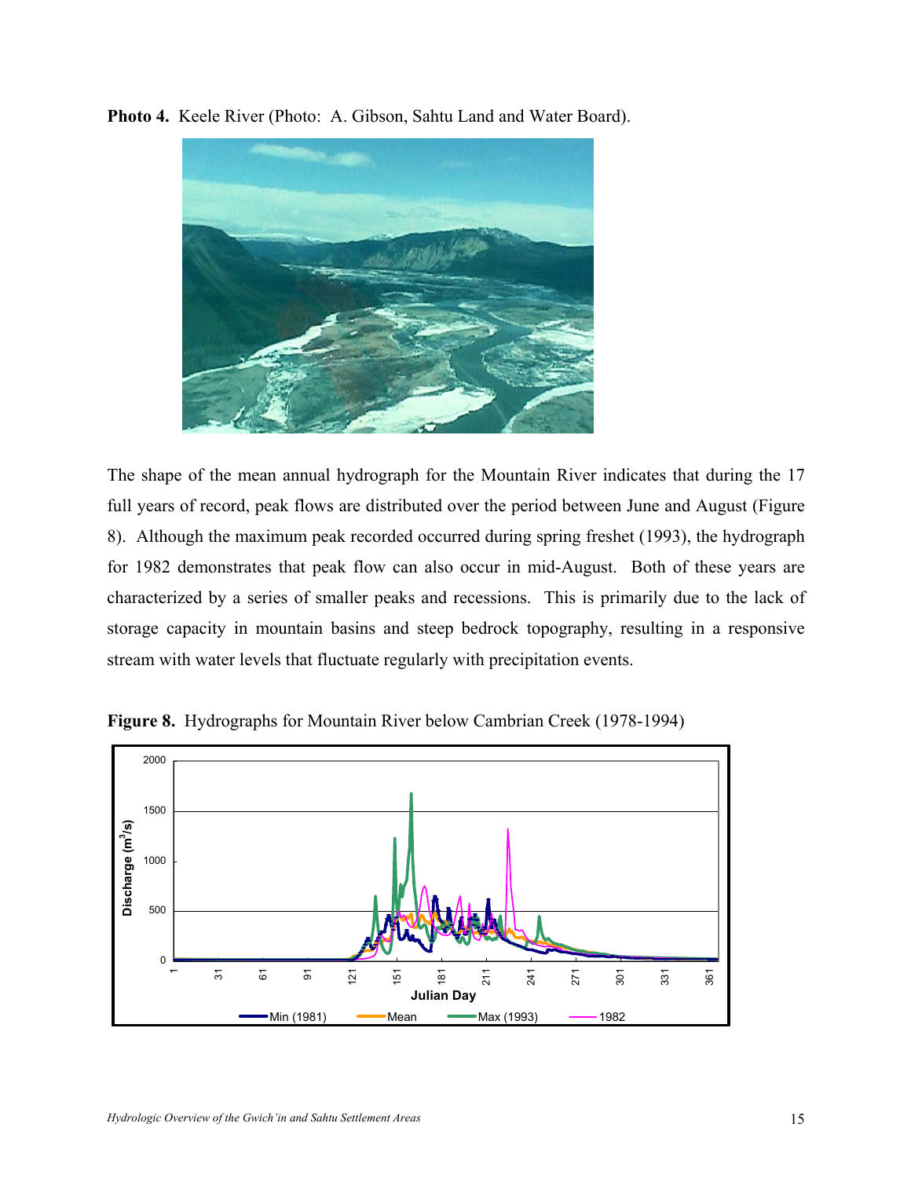**Photo 4.** Keele River (Photo: A. Gibson, Sahtu Land and Water Board).

The shape of the mean annual hydrograph for the Mountain River indicates that during the 17 full years of record, peak flows are distributed over the period between June and August (Figure 8). Although the maximum peak recorded occurred during spring freshet (1993), the hydrograph for 1982 demonstrates that peak flow can also occur in mid-August. Both of these years are characterized by a series of smaller peaks and recessions. This is primarily due to the lack of storage capacity in mountain basins and steep bedrock topography, resulting in a responsive stream with water levels that fluctuate regularly with precipitation events.

**Figure 8.** Hydrographs for Mountain River below Cambrian Creek (1978-1994)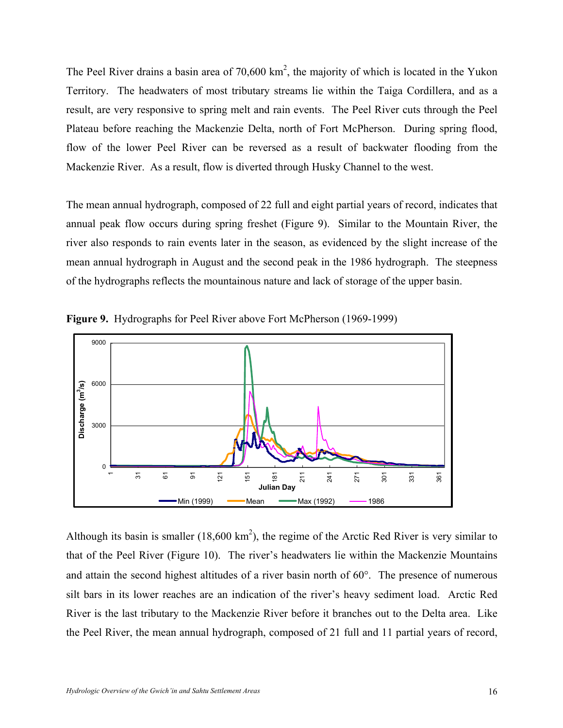The Peel River drains a basin area of 70,600 km$^2$, the majority of which is located in the Yukon Territory. The headwaters of most tributary streams lie within the Taiga Cordillera, and as a result, are very responsive to spring melt and rain events. The Peel River cuts through the Peel Plateau before reaching the Mackenzie Delta, north of Fort McPherson. During spring flood, flow of the lower Peel River can be reversed as a result of backwater flooding from the Mackenzie River. As a result, flow is diverted through Husky Channel to the west.

The mean annual hydrograph, composed of 22 full and eight partial years of record, indicates that annual peak flow occurs during spring freshet (Figure 9). Similar to the Mountain River, the river also responds to rain events later in the season, as evidenced by the slight increase of the mean annual hydrograph in August and the second peak in the 1986 hydrograph. The steepness of the hydrographs reflects the mountainous nature and lack of storage of the upper basin.

**Figure 9.** Hydrographs for Peel River above Fort McPherson (1969-1999)

Although its basin is smaller (18,600 km$^2$), the regime of the Arctic Red River is very similar to that of the Peel River (Figure 10). The river's headwaters lie within the Mackenzie Mountains and attain the second highest altitudes of a river basin north of 60°. The presence of numerous silt bars in its lower reaches are an indication of the river's heavy sediment load. Arctic Red River is the last tributary to the Mackenzie River before it branches out to the Delta area. Like the Peel River, the mean annual hydrograph, composed of 21 full and 11 partial years of record,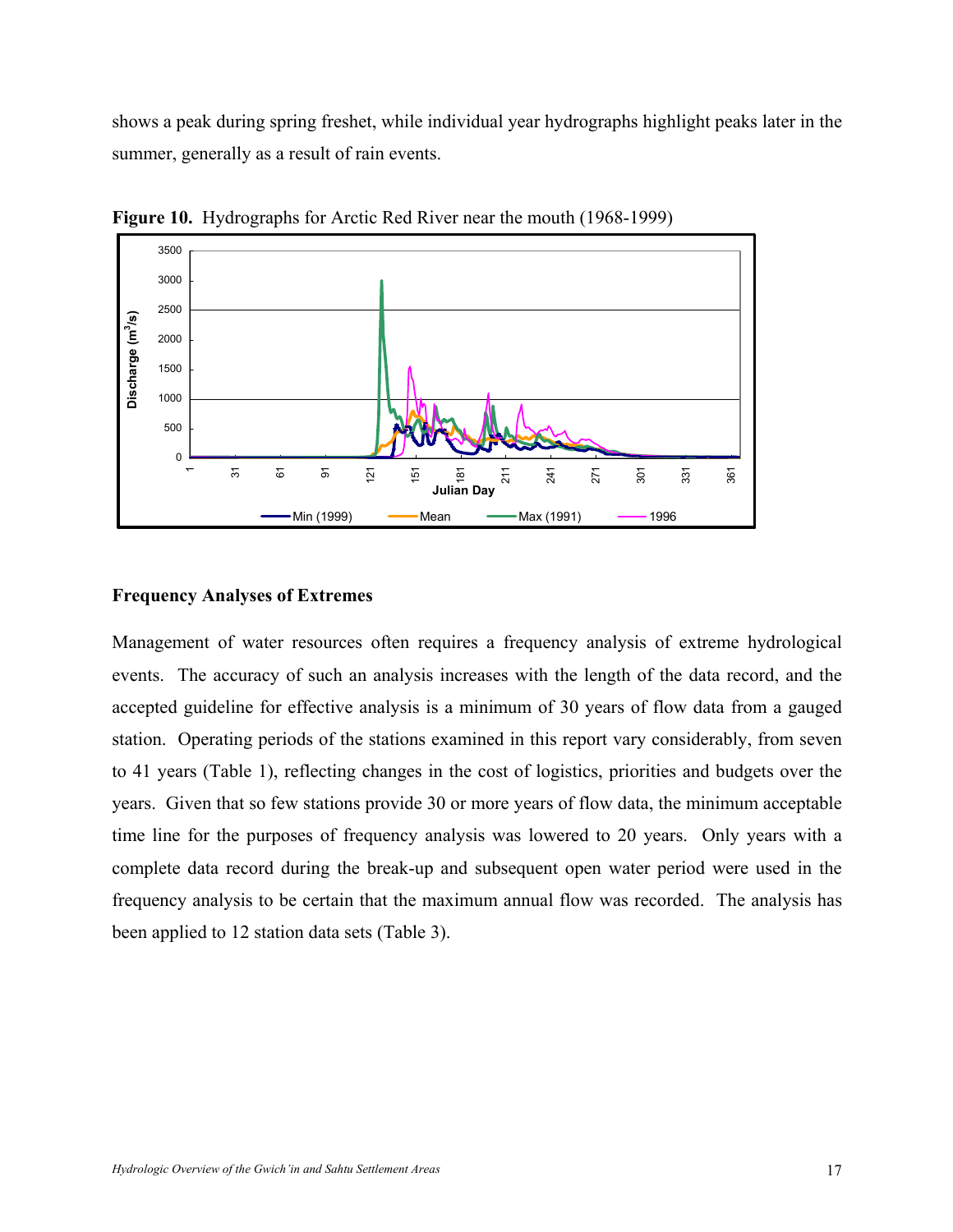shows a peak during spring freshet, while individual year hydrographs highlight peaks later in the summer, generally as a result of rain events.

**Figure 10.** Hydrographs for Arctic Red River near the mouth (1968-1999)

### Frequency Analyses of Extremes

Management of water resources often requires a frequency analysis of extreme hydrological events. The accuracy of such an analysis increases with the length of the data record, and the accepted guideline for effective analysis is a minimum of 30 years of flow data from a gauged station. Operating periods of the stations examined in this report vary considerably, from seven to 41 years (Table 1), reflecting changes in the cost of logistics, priorities and budgets over the years. Given that so few stations provide 30 or more years of flow data, the minimum acceptable time line for the purposes of frequency analysis was lowered to 20 years. Only years with a complete data record during the break-up and subsequent open water period were used in the frequency analysis to be certain that the maximum annual flow was recorded. The analysis has been applied to 12 station data sets (Table 3).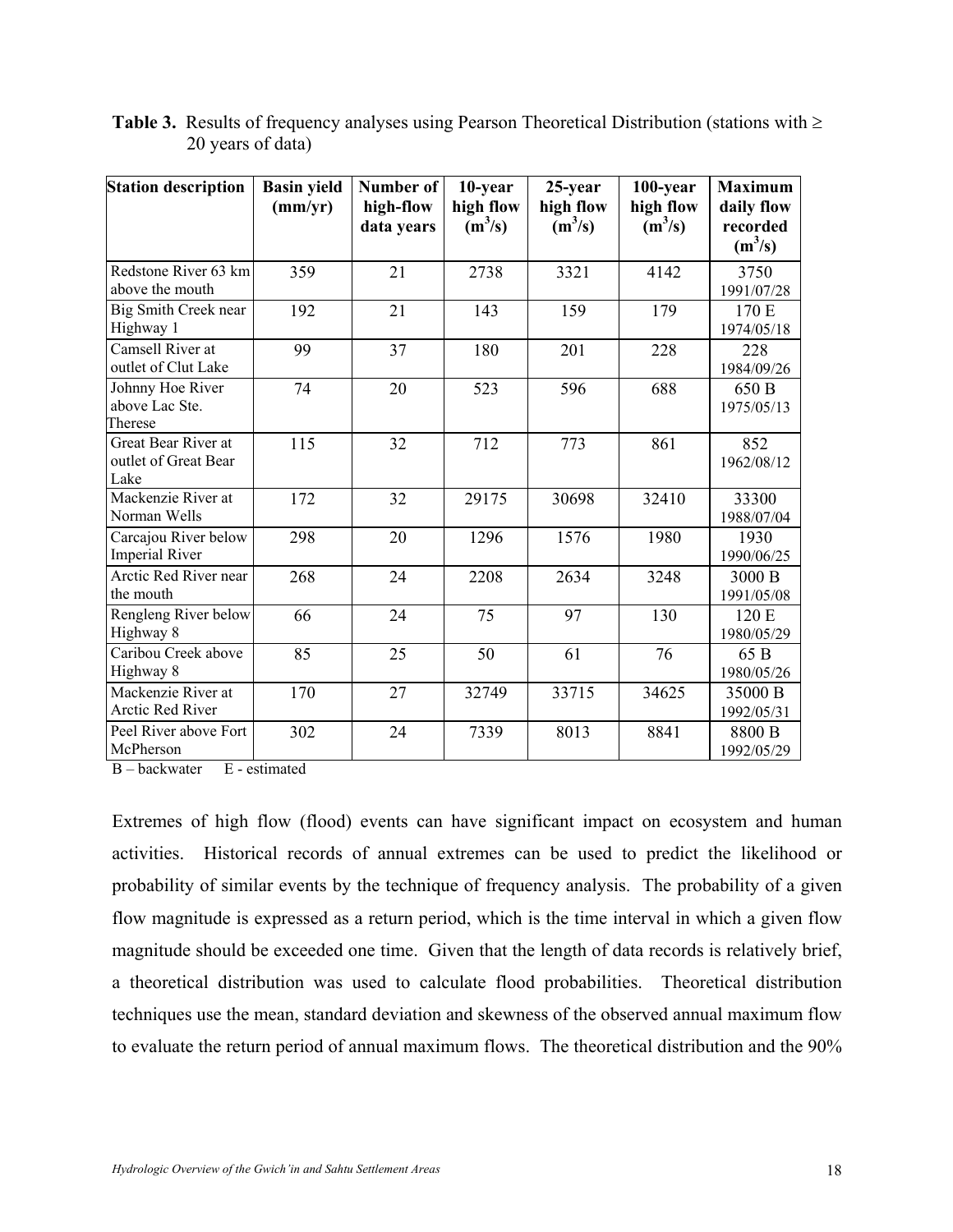**Table 3.** Results of frequency analyses using Pearson Theoretical Distribution (stations with ≥ 20 years of data)

| Station description | Basin yield (mm/yr) | Number of high-flow data years | 10-year high flow ($m^3/s$) | 25-year high flow ($m^3/s$) | 100-year high flow ($m^3/s$) | Maximum daily flow recorded ($m^3/s$) |
|---|---|---|---|---|---|---|
| Redstone River 63 km above the mouth | 359 | 21 | 2738 | 3321 | 4142 | 3750 1991/07/28 |
| Big Smith Creek near Highway 1 | 192 | 21 | 143 | 159 | 179 | 170 E 1974/05/18 |
| Camsell River at outlet of Clut Lake | 99 | 37 | 180 | 201 | 228 | 228 1984/09/26 |
| Johnny Hoe River above Lac Ste. Therese | 74 | 20 | 523 | 596 | 688 | 650 B 1975/05/13 |
| Great Bear River at outlet of Great Bear Lake | 115 | 32 | 712 | 773 | 861 | 852 1962/08/12 |
| Mackenzie River at Norman Wells | 172 | 32 | 29175 | 30698 | 32410 | 33300 1988/07/04 |
| Carcajou River below Imperial River | 298 | 20 | 1296 | 1576 | 1980 | 1930 1990/06/25 |
| Arctic Red River near the mouth | 268 | 24 | 2208 | 2634 | 3248 | 3000 B 1991/05/08 |
| Rengleng River below Highway 8 | 66 | 24 | 75 | 97 | 130 | 120 E 1980/05/29 |
| Caribou Creek above Highway 8 | 85 | 25 | 50 | 61 | 76 | 65 B 1980/05/26 |
| Mackenzie River at Arctic Red River | 170 | 27 | 32749 | 33715 | 34625 | 35000 B 1992/05/31 |
| Peel River above Fort McPherson | 302 | 24 | 7339 | 8013 | 8841 | 8800 B 1992/05/29 |

B – backwater E - estimated

Extremes of high flow (flood) events can have significant impact on ecosystem and human activities. Historical records of annual extremes can be used to predict the likelihood or probability of similar events by the technique of frequency analysis. The probability of a given flow magnitude is expressed as a return period, which is the time interval in which a given flow magnitude should be exceeded one time. Given that the length of data records is relatively brief, a theoretical distribution was used to calculate flood probabilities. Theoretical distribution techniques use the mean, standard deviation and skewness of the observed annual maximum flow to evaluate the return period of annual maximum flows. The theoretical distribution and the 90%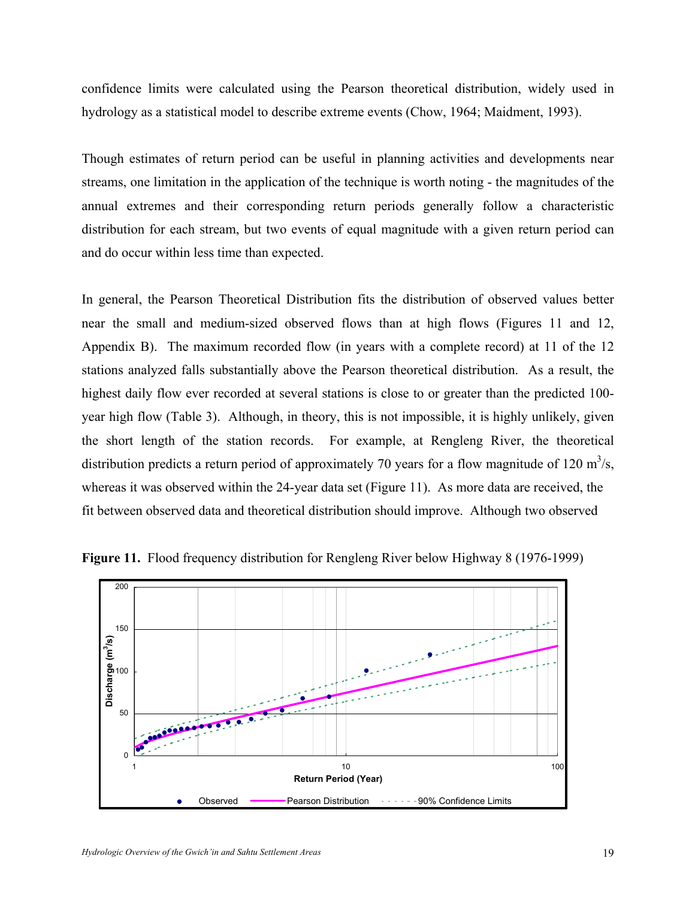confidence limits were calculated using the Pearson theoretical distribution, widely used in hydrology as a statistical model to describe extreme events (Chow, 1964; Maidment, 1993).

Though estimates of return period can be useful in planning activities and developments near streams, one limitation in the application of the technique is worth noting - the magnitudes of the annual extremes and their corresponding return periods generally follow a characteristic distribution for each stream, but two events of equal magnitude with a given return period can and do occur within less time than expected.

In general, the Pearson Theoretical Distribution fits the distribution of observed values better near the small and medium-sized observed flows than at high flows (Figures 11 and 12, Appendix B). The maximum recorded flow (in years with a complete record) at 11 of the 12 stations analyzed falls substantially above the Pearson theoretical distribution. As a result, the highest daily flow ever recorded at several stations is close to or greater than the predicted 100-year high flow (Table 3). Although, in theory, this is not impossible, it is highly unlikely, given the short length of the station records. For example, at Rengleng River, the theoretical distribution predicts a return period of approximately 70 years for a flow magnitude of 120 $m^3/s$, whereas it was observed within the 24-year data set (Figure 11). As more data are received, the fit between observed data and theoretical distribution should improve. Although two observed

**Figure 11.** Flood frequency distribution for Rengleng River below Highway 8 (1976-1999)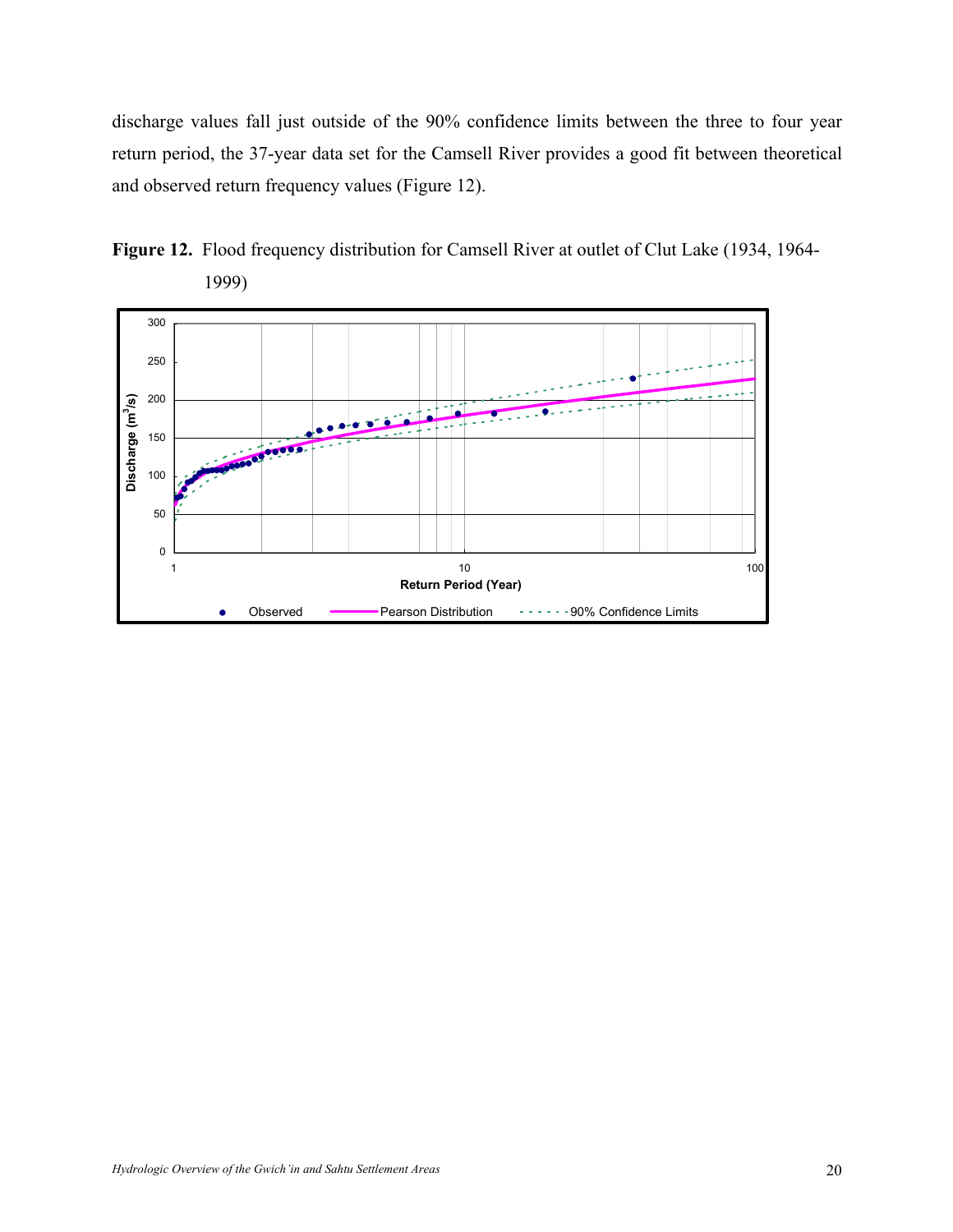discharge values fall just outside of the 90% confidence limits between the three to four year return period, the 37-year data set for the Camsell River provides a good fit between theoretical and observed return frequency values (Figure 12).

**Figure 12.** Flood frequency distribution for Camsell River at outlet of Clut Lake (1934, 1964-1999)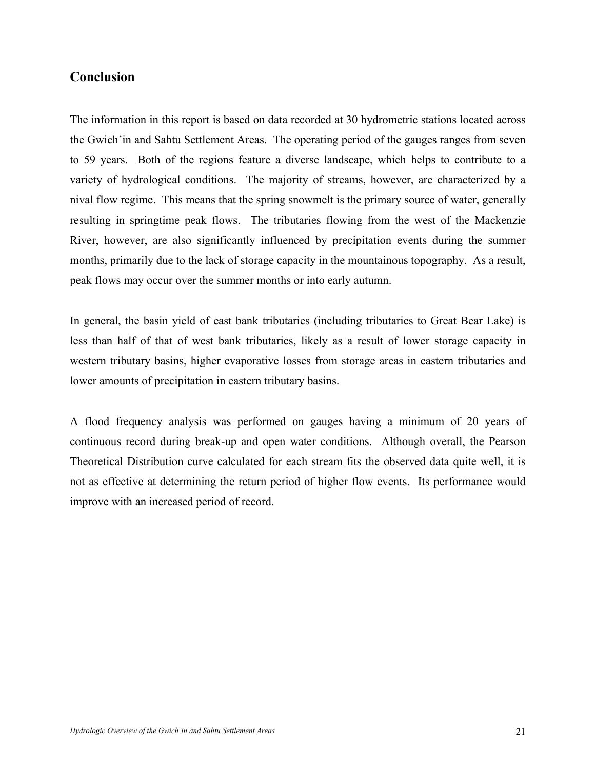## Conclusion

The information in this report is based on data recorded at 30 hydrometric stations located across the Gwich'in and Sahtu Settlement Areas. The operating period of the gauges ranges from seven to 59 years. Both of the regions feature a diverse landscape, which helps to contribute to a variety of hydrological conditions. The majority of streams, however, are characterized by a nival flow regime. This means that the spring snowmelt is the primary source of water, generally resulting in springtime peak flows. The tributaries flowing from the west of the Mackenzie River, however, are also significantly influenced by precipitation events during the summer months, primarily due to the lack of storage capacity in the mountainous topography. As a result, peak flows may occur over the summer months or into early autumn.

In general, the basin yield of east bank tributaries (including tributaries to Great Bear Lake) is less than half of that of west bank tributaries, likely as a result of lower storage capacity in western tributary basins, higher evaporative losses from storage areas in eastern tributaries and lower amounts of precipitation in eastern tributary basins.

A flood frequency analysis was performed on gauges having a minimum of 20 years of continuous record during break-up and open water conditions. Although overall, the Pearson Theoretical Distribution curve calculated for each stream fits the observed data quite well, it is not as effective at determining the return period of higher flow events. Its performance would improve with an increased period of record.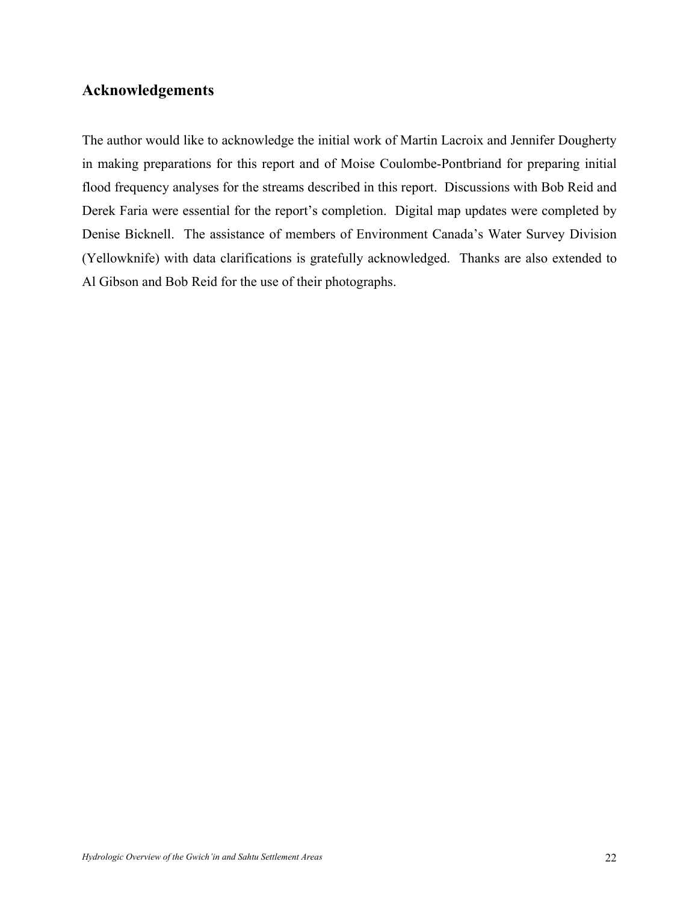## Acknowledgements

The author would like to acknowledge the initial work of Martin Lacroix and Jennifer Dougherty in making preparations for this report and of Moise Coulombe-Pontbriand for preparing initial flood frequency analyses for the streams described in this report. Discussions with Bob Reid and Derek Faria were essential for the report's completion. Digital map updates were completed by Denise Bicknell. The assistance of members of Environment Canada's Water Survey Division (Yellowknife) with data clarifications is gratefully acknowledged. Thanks are also extended to Al Gibson and Bob Reid for the use of their photographs.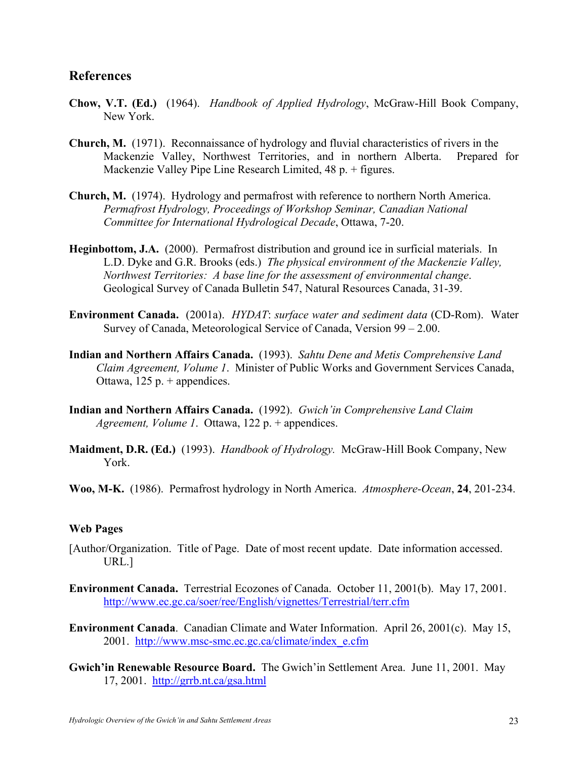## References

**Chow, V.T. (Ed.)** (1964). *Handbook of Applied Hydrology*, McGraw-Hill Book Company, New York.

**Church, M.** (1971). Reconnaissance of hydrology and fluvial characteristics of rivers in the Mackenzie Valley, Northwest Territories, and in northern Alberta. Prepared for Mackenzie Valley Pipe Line Research Limited, 48 p. + figures.

**Church, M.** (1974). Hydrology and permafrost with reference to northern North America. *Permafrost Hydrology, Proceedings of Workshop Seminar, Canadian National Committee for International Hydrological Decade*, Ottawa, 7-20.

**Heginbottom, J.A.** (2000). Permafrost distribution and ground ice in surficial materials. In L.D. Dyke and G.R. Brooks (eds.) *The physical environment of the Mackenzie Valley, Northwest Territories: A base line for the assessment of environmental change*. Geological Survey of Canada Bulletin 547, Natural Resources Canada, 31-39.

**Environment Canada.** (2001a). *HYDAT*: *surface water and sediment data* (CD-Rom). Water Survey of Canada, Meteorological Service of Canada, Version 99 – 2.00.

**Indian and Northern Affairs Canada.** (1993). *Sahtu Dene and Metis Comprehensive Land Claim Agreement, Volume 1*. Minister of Public Works and Government Services Canada, Ottawa, 125 p. + appendices.

**Indian and Northern Affairs Canada.** (1992). *Gwich'in Comprehensive Land Claim Agreement, Volume 1*. Ottawa, 122 p. + appendices.

**Maidment, D.R. (Ed.)** (1993). *Handbook of Hydrology.* McGraw-Hill Book Company, New York.

**Woo, M-K.** (1986). Permafrost hydrology in North America. *Atmosphere-Ocean*, **24**, 201-234.

### Web Pages

[Author/Organization. Title of Page. Date of most recent update. Date information accessed. URL.]

**Environment Canada.** Terrestrial Ecozones of Canada. October 11, 2001(b). May 17, 2001. http://www.ec.gc.ca/soer/ree/English/vignettes/Terrestrial/terr.cfm

**Environment Canada**. Canadian Climate and Water Information. April 26, 2001(c). May 15, 2001. http://www.msc-smc.ec.gc.ca/climate/index_e.cfm

**Gwich'in Renewable Resource Board.** The Gwich'in Settlement Area. June 11, 2001. May 17, 2001. http://grrb.nt.ca/gsa.html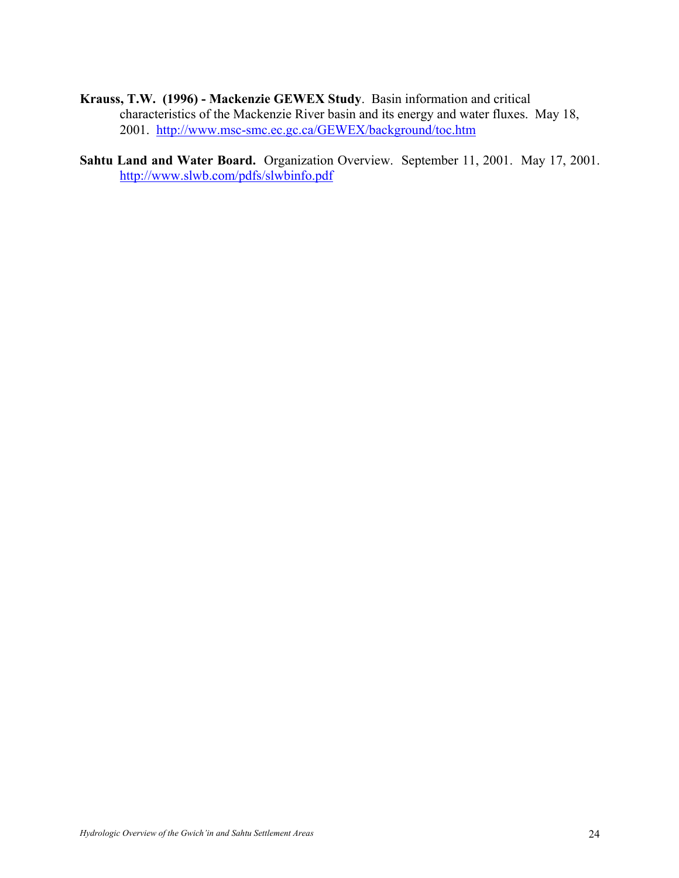**Krauss, T.W. (1996) - Mackenzie GEWEX Study**. Basin information and critical characteristics of the Mackenzie River basin and its energy and water fluxes. May 18, 2001. http://www.msc-smc.ec.gc.ca/GEWEX/background/toc.htm

**Sahtu Land and Water Board.** Organization Overview. September 11, 2001. May 17, 2001. http://www.slwb.com/pdfs/slwbinfo.pdf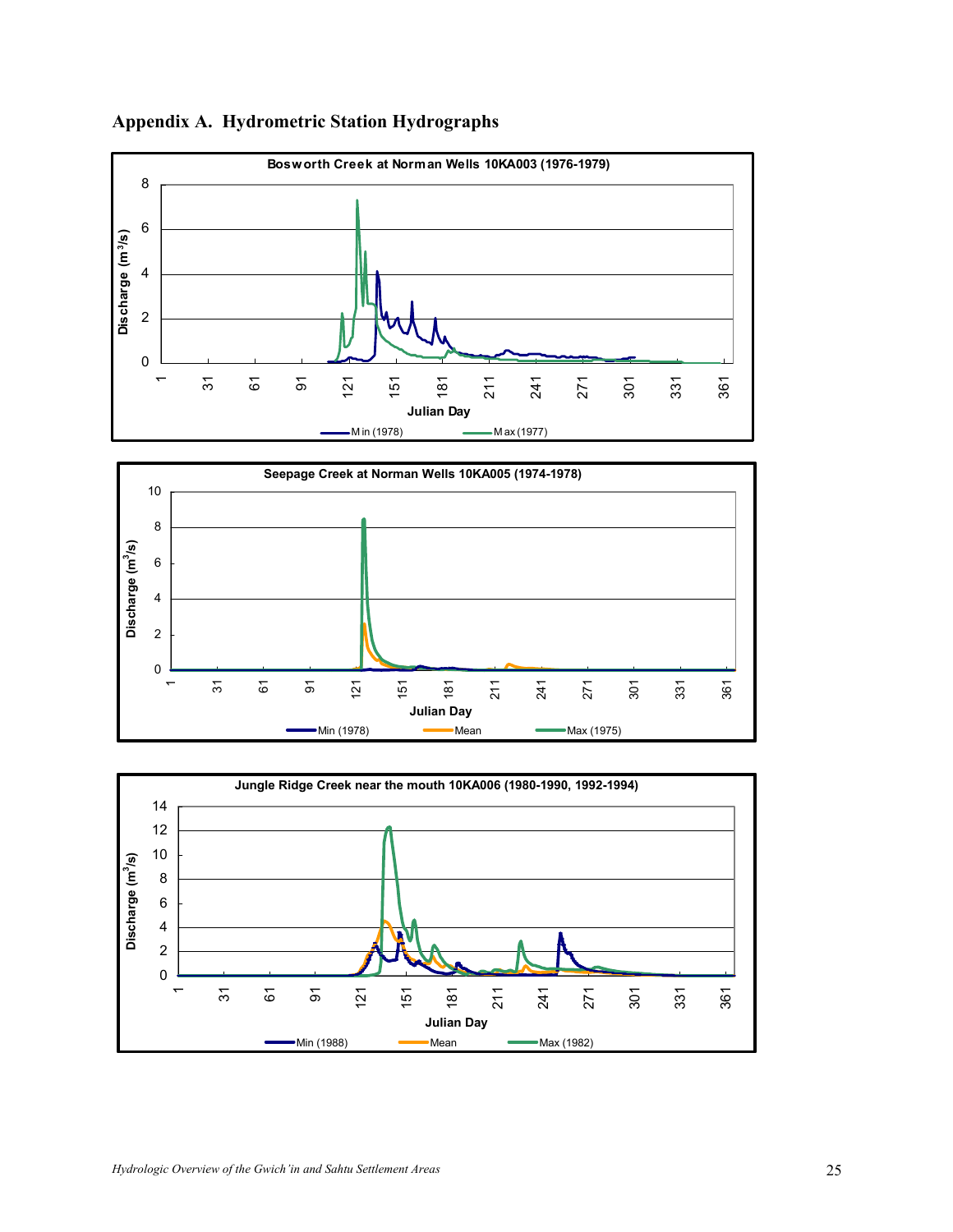## Appendix A. Hydrometric Station Hydrographs

**Bosworth Creek at Norman Wells 10KA003 (1976-1979)**

Discharge (m³/s)

Julian Day

Min (1978) Max (1977)

**Seepage Creek at Norman Wells 10KA005 (1974-1978)**

Discharge (m³/s)

Julian Day

Min (1978) Mean Max (1975)

**Jungle Ridge Creek near the mouth 10KA006 (1980-1990, 1992-1994)**

Discharge (m³/s)

Julian Day

Min (1988) Mean Max (1982)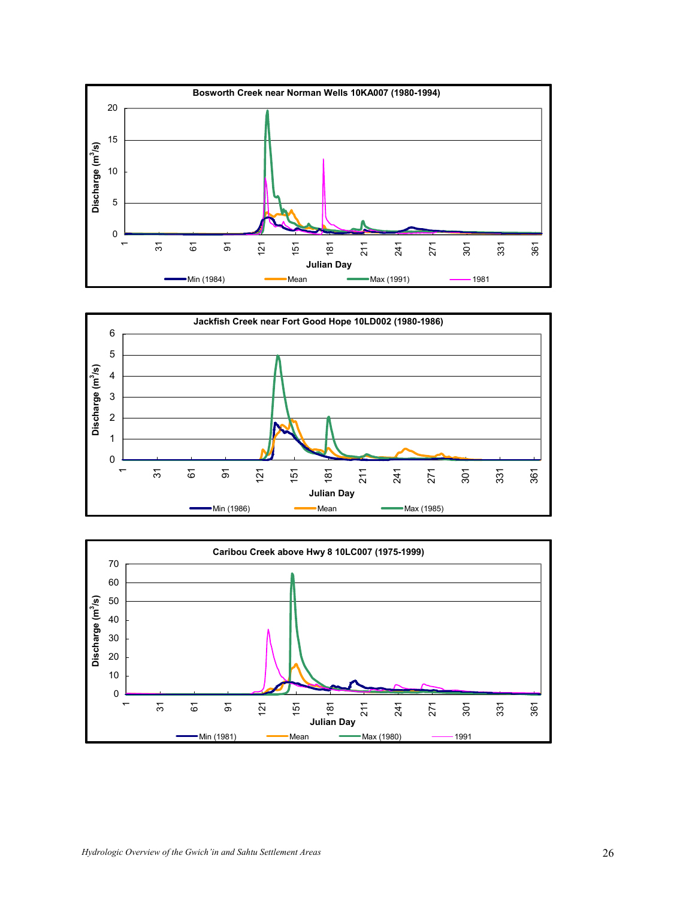**Bosworth Creek near Norman Wells 10KA007 (1980-1994)**

Discharge ($m^3/s$) vs. Julian Day

Min (1984) | Mean | Max (1991) | 1981

**Jackfish Creek near Fort Good Hope 10LD002 (1980-1986)**

Discharge ($m^3/s$) vs. Julian Day

Min (1986) | Mean | Max (1985)

**Caribou Creek above Hwy 8 10LC007 (1975-1999)**

Discharge ($m^3/s$) vs. Julian Day

Min (1981) | Mean | Max (1980) | 1991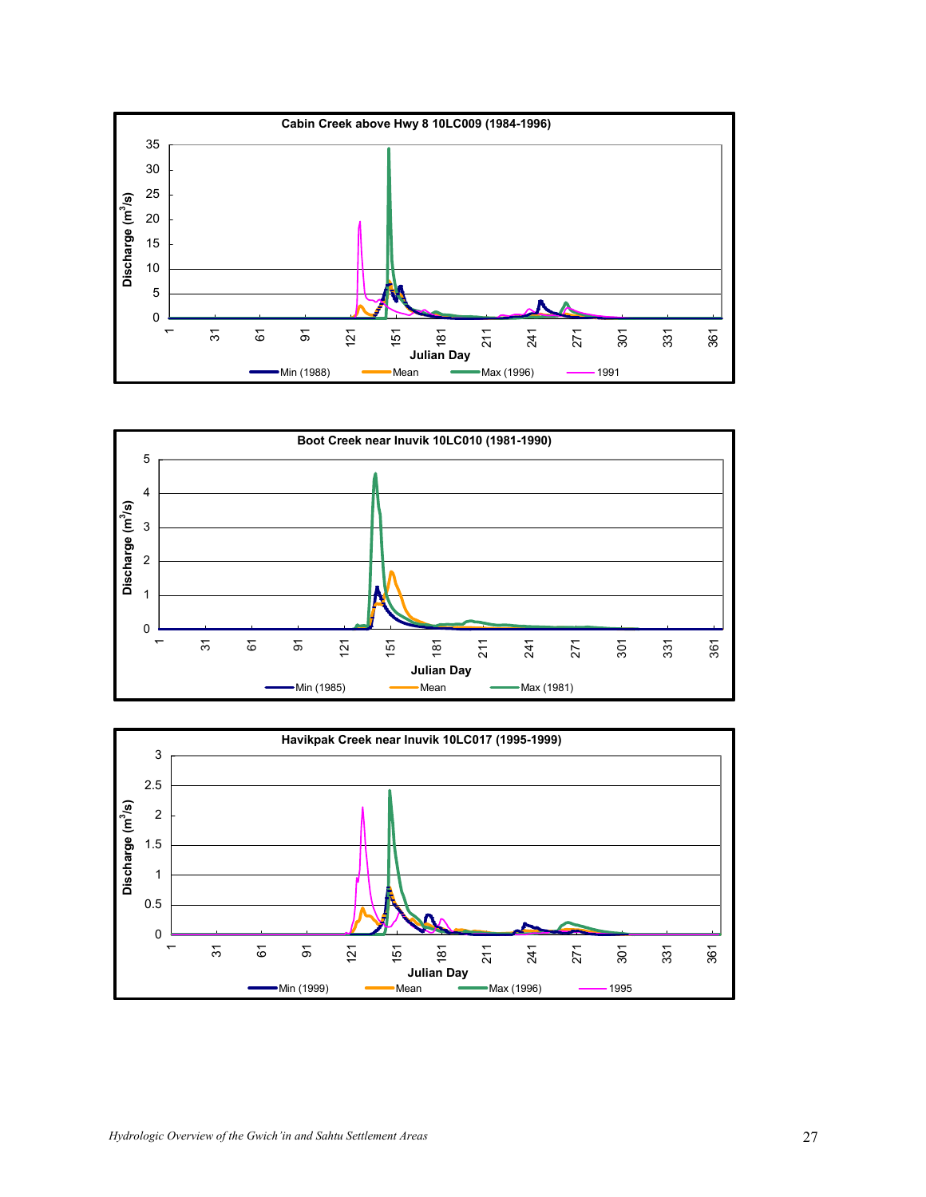**Cabin Creek above Hwy 8 10LC009 (1984-1996)**

Discharge ($m^3/s$) vs. Julian Day — Min (1988), Mean, Max (1996), 1991

**Boot Creek near Inuvik 10LC010 (1981-1990)**

Discharge ($m^3/s$) vs. Julian Day — Min (1985), Mean, Max (1981)

**Havikpak Creek near Inuvik 10LC017 (1995-1999)**

Discharge ($m^3/s$) vs. Julian Day — Min (1999), Mean, Max (1996), 1995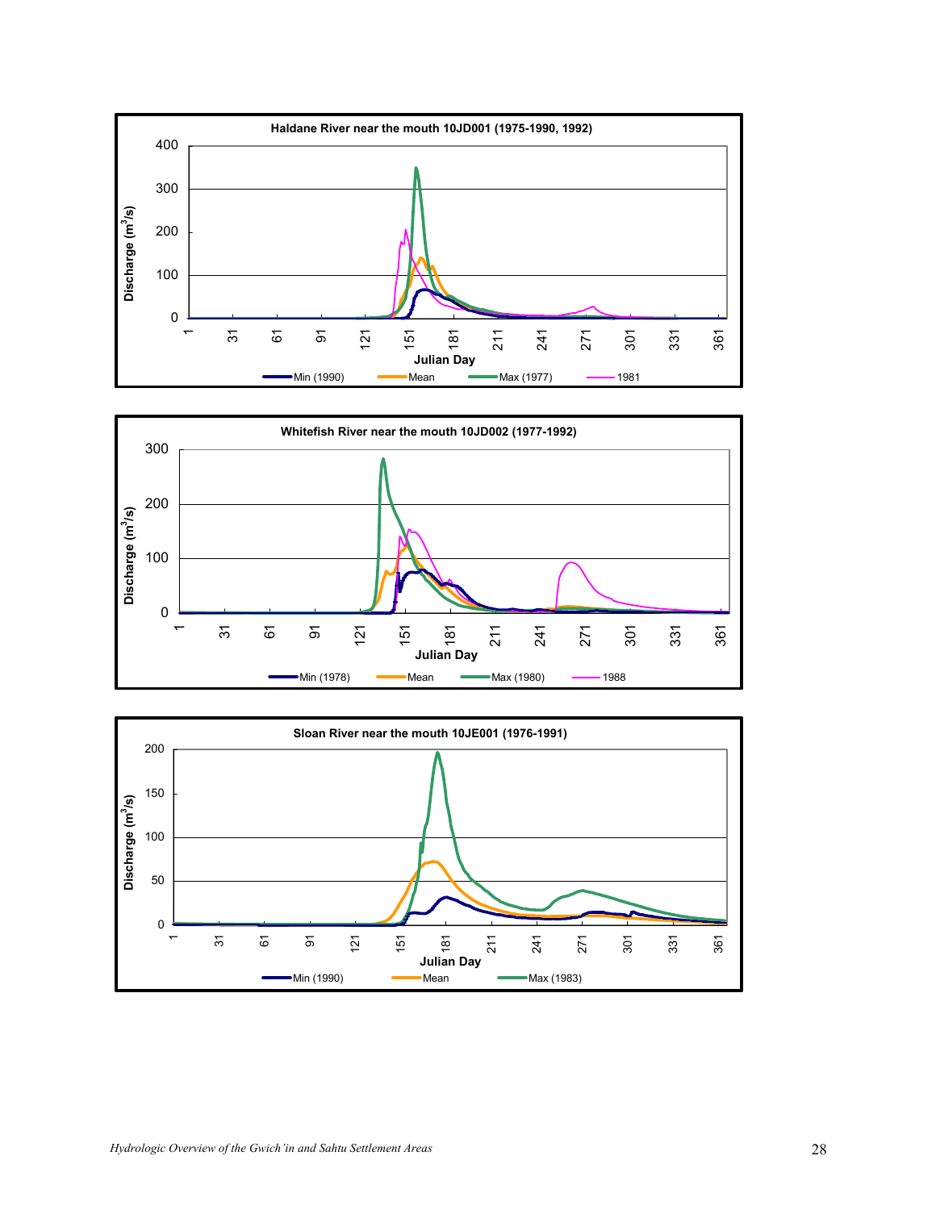**Haldane River near the mouth 10JD001 (1975-1990, 1992)**

Discharge ($m^3/s$)

Julian Day

Min (1990) | Mean | Max (1977) | 1981

**Whitefish River near the mouth 10JD002 (1977-1992)**

Discharge ($m^3/s$)

Julian Day

Min (1978) | Mean | Max (1980) | 1988

**Sloan River near the mouth 10JE001 (1976-1991)**

Discharge ($m^3/s$)

Julian Day

Min (1990) | Mean | Max (1983)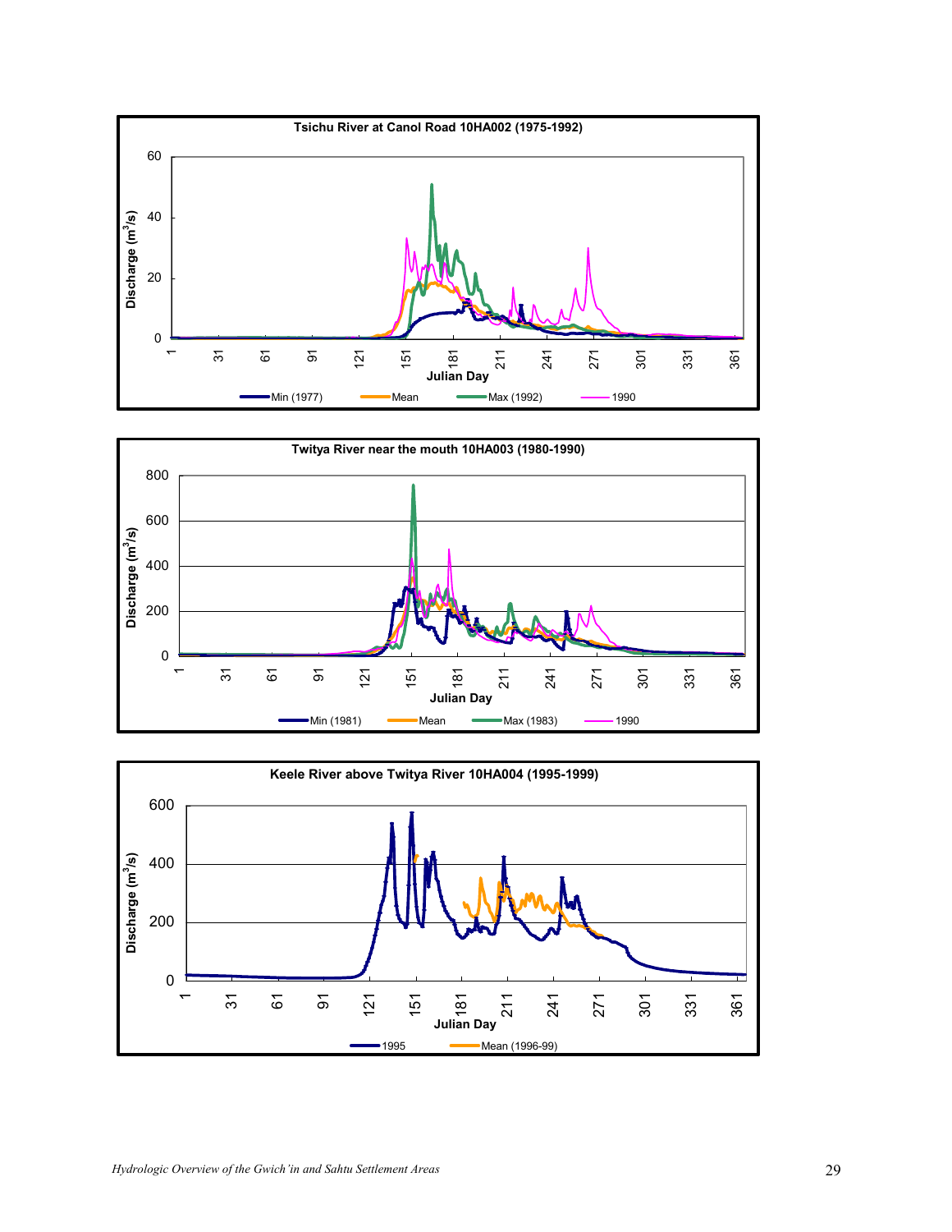**Tsichu River at Canol Road 10HA002 (1975-1992)**

Discharge ($m^3/s$) vs. Julian Day — Min (1977), Mean, Max (1992), 1990

**Twitya River near the mouth 10HA003 (1980-1990)**

Discharge ($m^3/s$) vs. Julian Day — Min (1981), Mean, Max (1983), 1990

**Keele River above Twitya River 10HA004 (1995-1999)**

Discharge ($m^3/s$) vs. Julian Day — 1995, Mean (1996-99)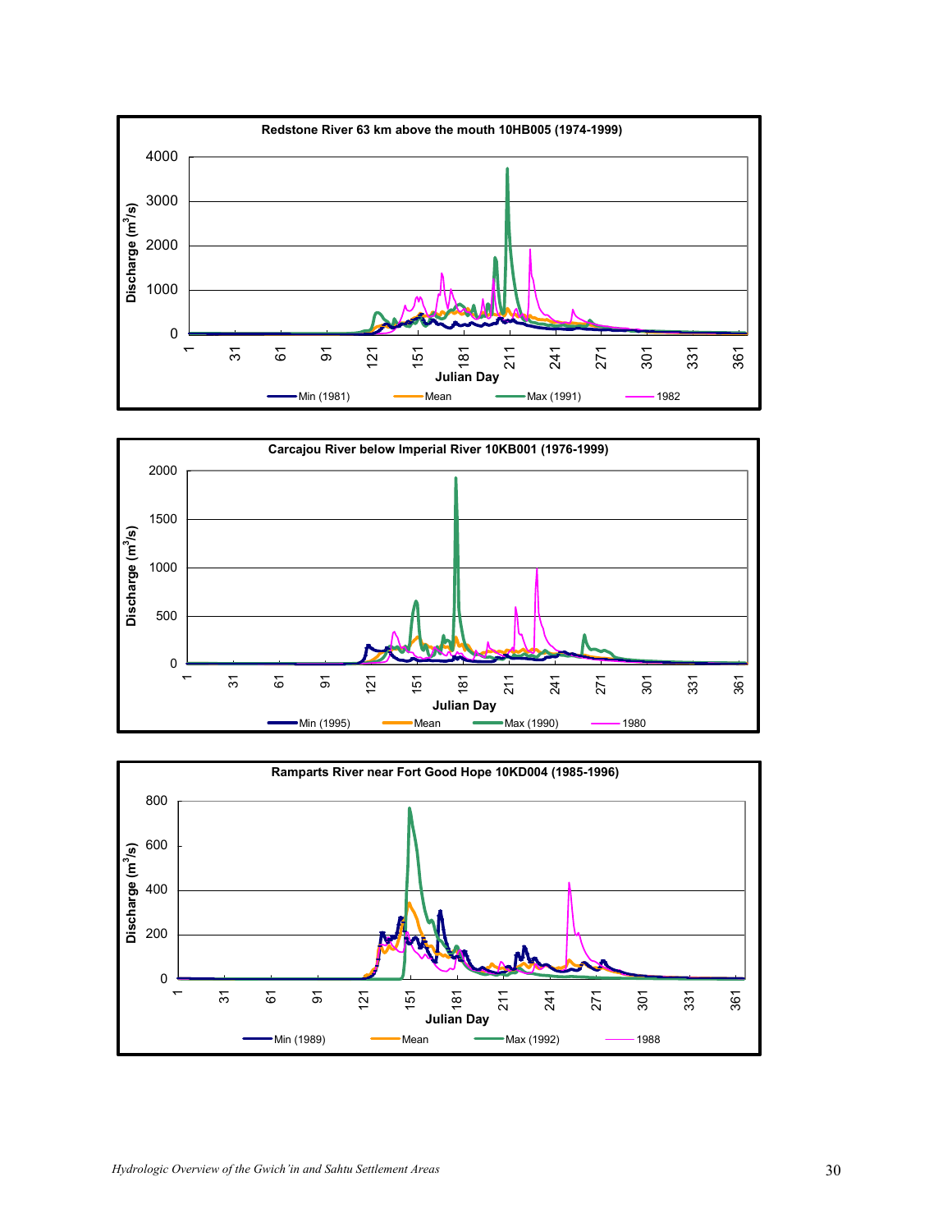**Redstone River 63 km above the mouth 10HB005 (1974-1999)**

Discharge ($m^3/s$) vs. Julian Day

Min (1981) — Mean — Max (1991) — 1982

**Carcajou River below Imperial River 10KB001 (1976-1999)**

Discharge ($m^3/s$) vs. Julian Day

Min (1995) — Mean — Max (1990) — 1980

**Ramparts River near Fort Good Hope 10KD004 (1985-1996)**

Discharge ($m^3/s$) vs. Julian Day

Min (1989) — Mean — Max (1992) — 1988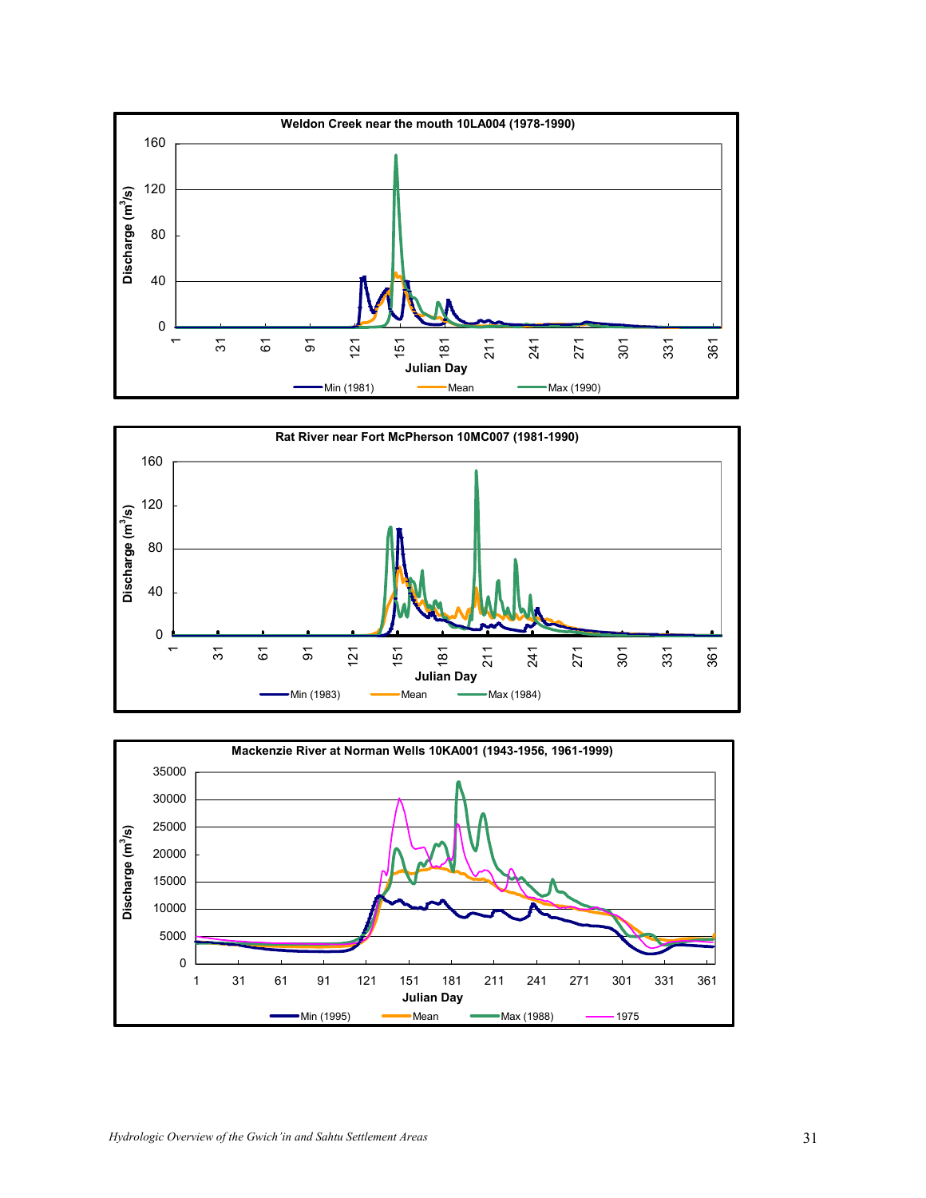**Weldon Creek near the mouth 10LA004 (1978-1990)**

Discharge ($m^3/s$) vs. Julian Day

Min (1981) — Mean — Max (1990)

**Rat River near Fort McPherson 10MC007 (1981-1990)**

Discharge ($m^3/s$) vs. Julian Day

Min (1983) — Mean — Max (1984)

**Mackenzie River at Norman Wells 10KA001 (1943-1956, 1961-1999)**

Discharge ($m^3/s$) vs. Julian Day

Min (1995) — Mean — Max (1988) — 1975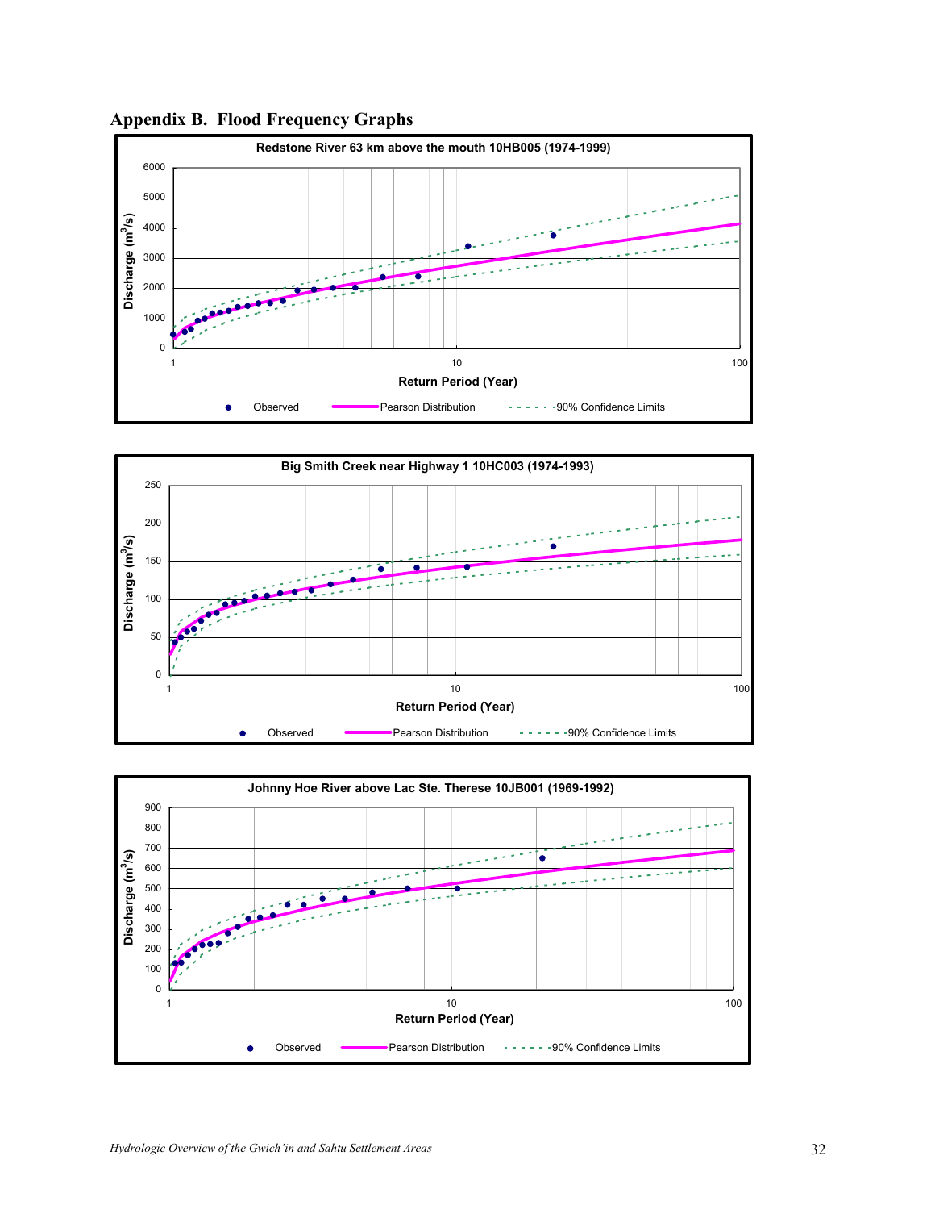## Appendix B. Flood Frequency Graphs

**Redstone River 63 km above the mouth 10HB005 (1974-1999)**

Discharge (m³/s) vs. Return Period (Year)

Observed — Pearson Distribution — 90% Confidence Limits

**Big Smith Creek near Highway 1 10HC003 (1974-1993)**

Discharge (m³/s) vs. Return Period (Year)

Observed — Pearson Distribution — 90% Confidence Limits

**Johnny Hoe River above Lac Ste. Therese 10JB001 (1969-1992)**

Discharge (m³/s) vs. Return Period (Year)

Observed — Pearson Distribution — 90% Confidence Limits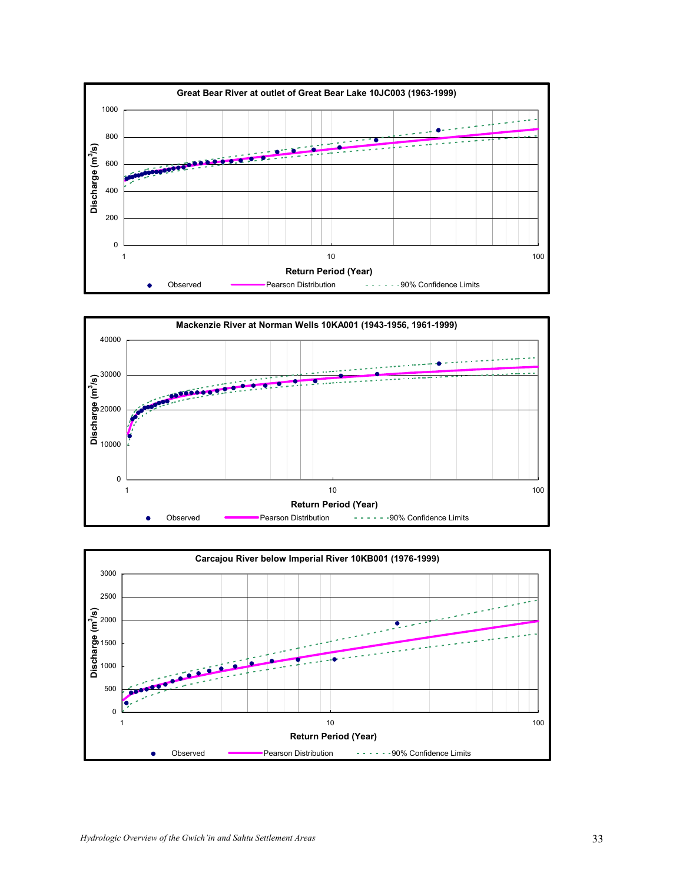**Great Bear River at outlet of Great Bear Lake 10JC003 (1963-1999)**

Discharge ($m^3/s$)

1000
800
600
400
200
0

1 10 100

Return Period (Year)

Observed — Pearson Distribution — 90% Confidence Limits

**Mackenzie River at Norman Wells 10KA001 (1943-1956, 1961-1999)**

Discharge ($m^3/s$)

40000
30000
20000
10000
0

1 10 100

Return Period (Year)

Observed — Pearson Distribution — 90% Confidence Limits

**Carcajou River below Imperial River 10KB001 (1976-1999)**

Discharge ($m^3/s$)

3000
2500
2000
1500
1000
500
0

1 10 100

Return Period (Year)

Observed — Pearson Distribution — 90% Confidence Limits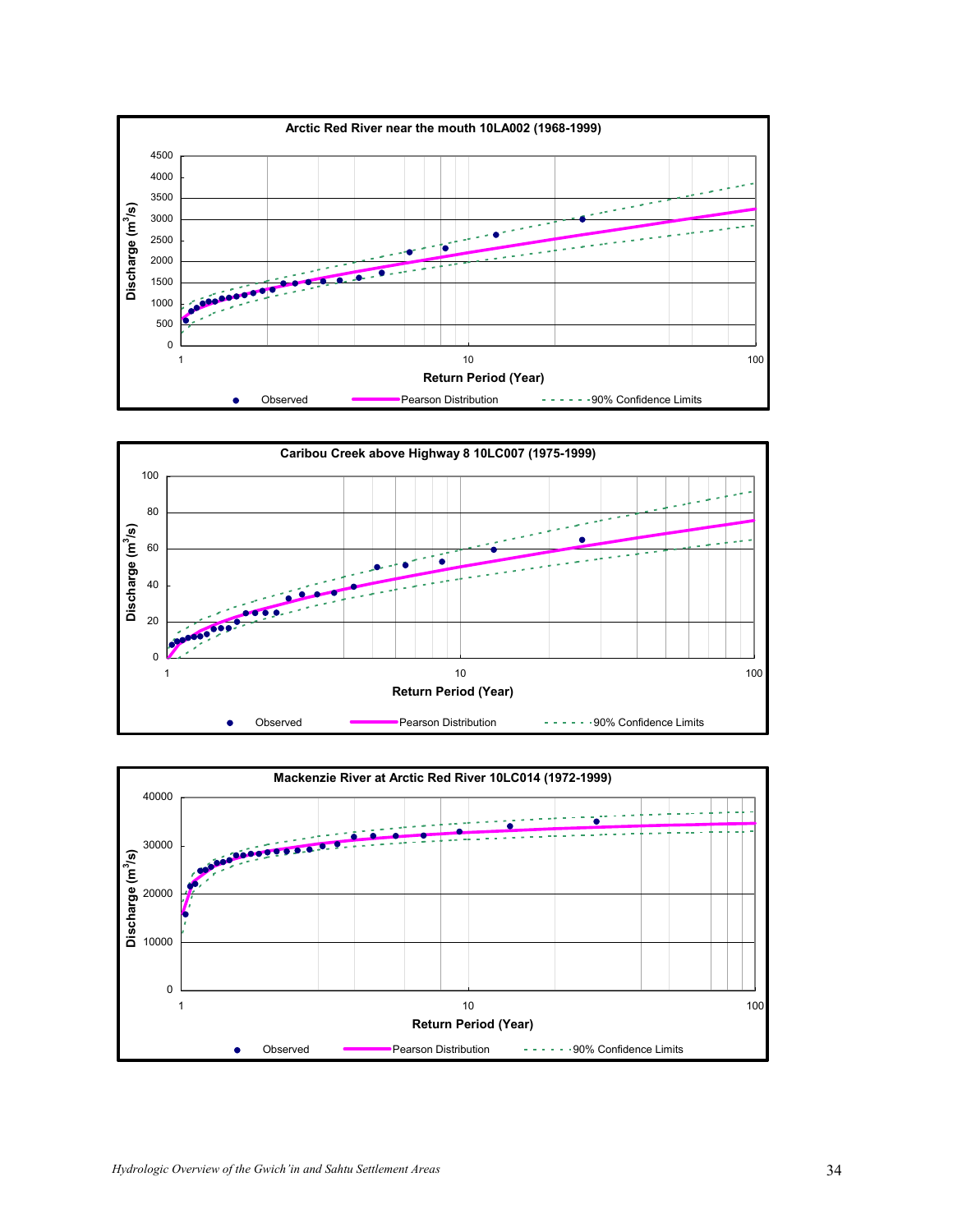**Arctic Red River near the mouth 10LA002 (1968-1999)**

Discharge ($m^3/s$) vs. Return Period (Year)

Observed · Pearson Distribution · 90% Confidence Limits

**Caribou Creek above Highway 8 10LC007 (1975-1999)**

Discharge ($m^3/s$) vs. Return Period (Year)

Observed · Pearson Distribution · 90% Confidence Limits

**Mackenzie River at Arctic Red River 10LC014 (1972-1999)**

Discharge ($m^3/s$) vs. Return Period (Year)

Observed · Pearson Distribution · 90% Confidence Limits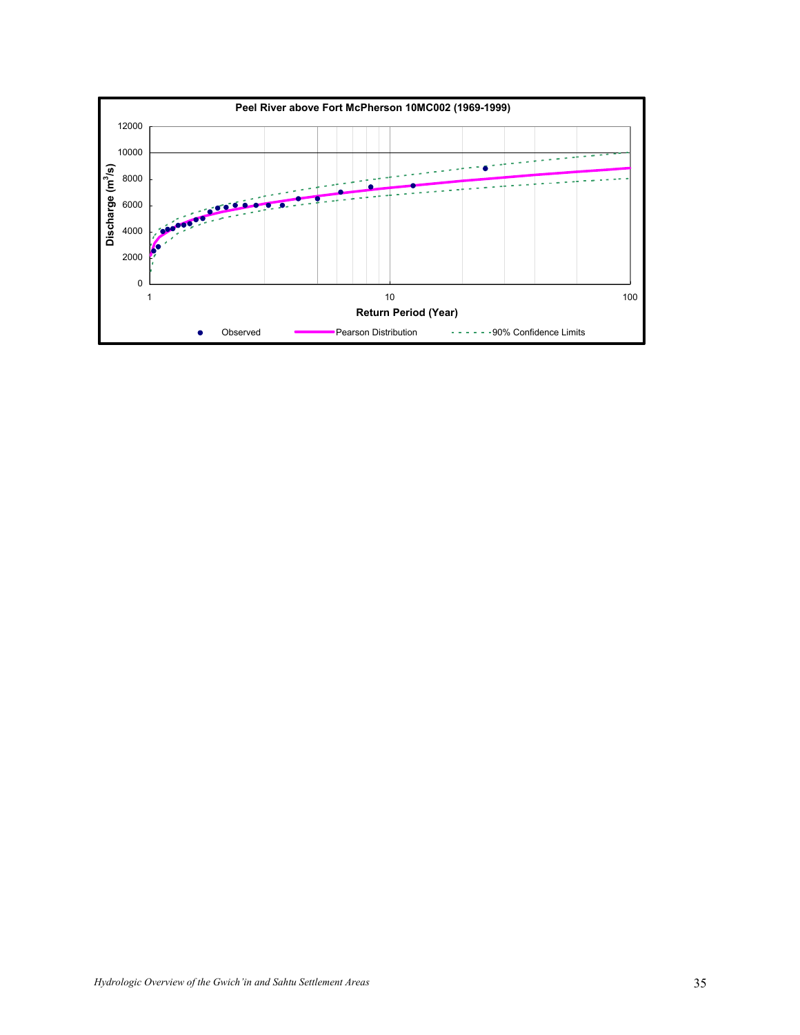Peel River above Fort McPherson 10MC002 (1969-1999)

Discharge ($m^3/s$)

12000

10000

8000

6000

4000

2000

0

1

10

100

Return Period (Year)

Observed

Pearson Distribution

90% Confidence Limits